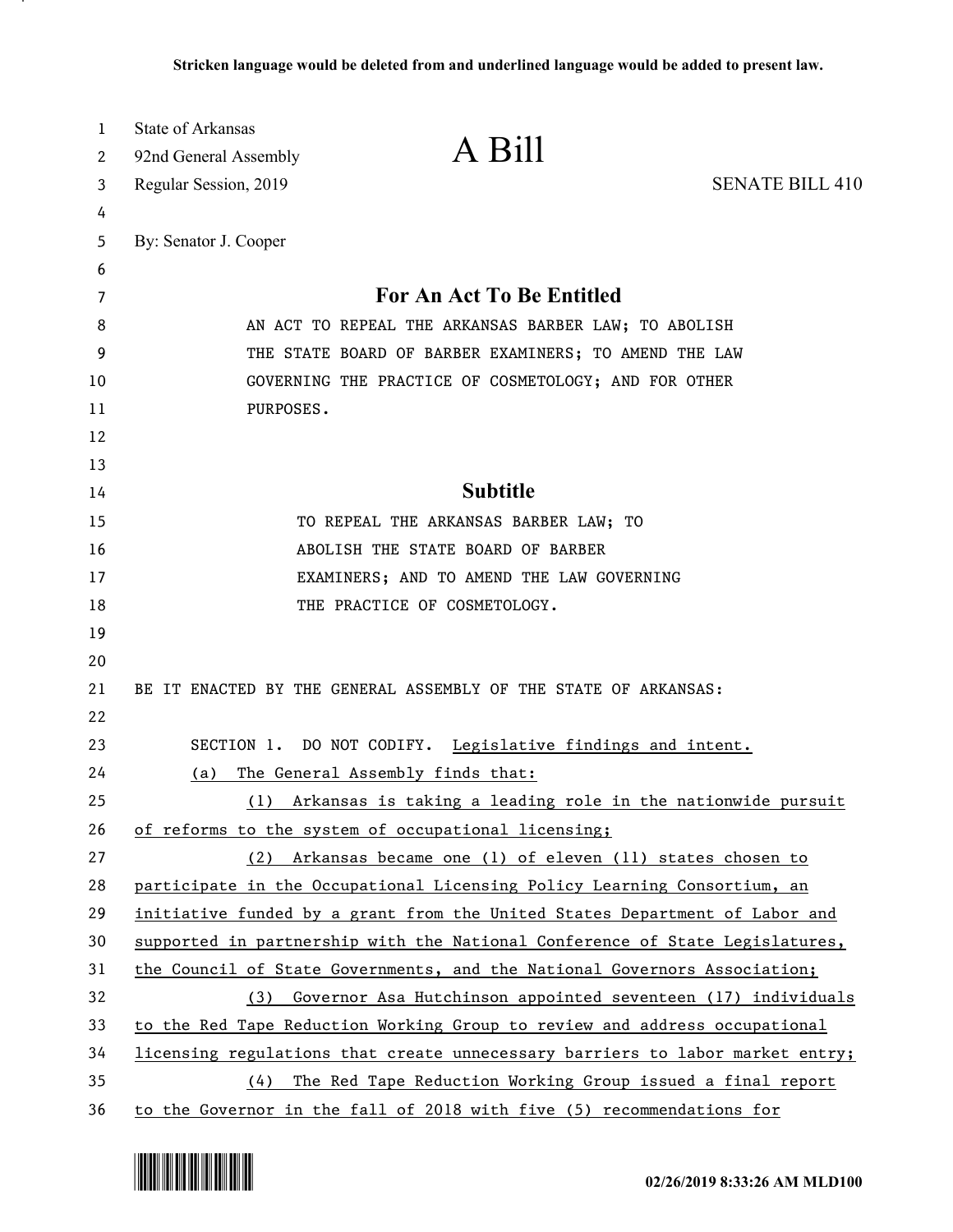**Stricken language would be deleted from and underlined language would be added to present law.**

State of Arkansas
92nd General Assembly
Regular Session, 2019

# A Bill

SENATE BILL 410

By: Senator J. Cooper

## For An Act To Be Entitled

AN ACT TO REPEAL THE ARKANSAS BARBER LAW; TO ABOLISH THE STATE BOARD OF BARBER EXAMINERS; TO AMEND THE LAW GOVERNING THE PRACTICE OF COSMETOLOGY; AND FOR OTHER PURPOSES.

## Subtitle

TO REPEAL THE ARKANSAS BARBER LAW; TO ABOLISH THE STATE BOARD OF BARBER EXAMINERS; AND TO AMEND THE LAW GOVERNING THE PRACTICE OF COSMETOLOGY.

BE IT ENACTED BY THE GENERAL ASSEMBLY OF THE STATE OF ARKANSAS:

SECTION 1. DO NOT CODIFY. <u>Legislative findings and intent.</u>

<u>(a) The General Assembly finds that:</u>

<u>(1) Arkansas is taking a leading role in the nationwide pursuit of reforms to the system of occupational licensing;</u>

<u>(2) Arkansas became one (1) of eleven (11) states chosen to participate in the Occupational Licensing Policy Learning Consortium, an initiative funded by a grant from the United States Department of Labor and supported in partnership with the National Conference of State Legislatures, the Council of State Governments, and the National Governors Association;</u>

<u>(3) Governor Asa Hutchinson appointed seventeen (17) individuals to the Red Tape Reduction Working Group to review and address occupational licensing regulations that create unnecessary barriers to labor market entry;</u>

<u>(4) The Red Tape Reduction Working Group issued a final report to the Governor in the fall of 2018 with five (5) recommendations for</u>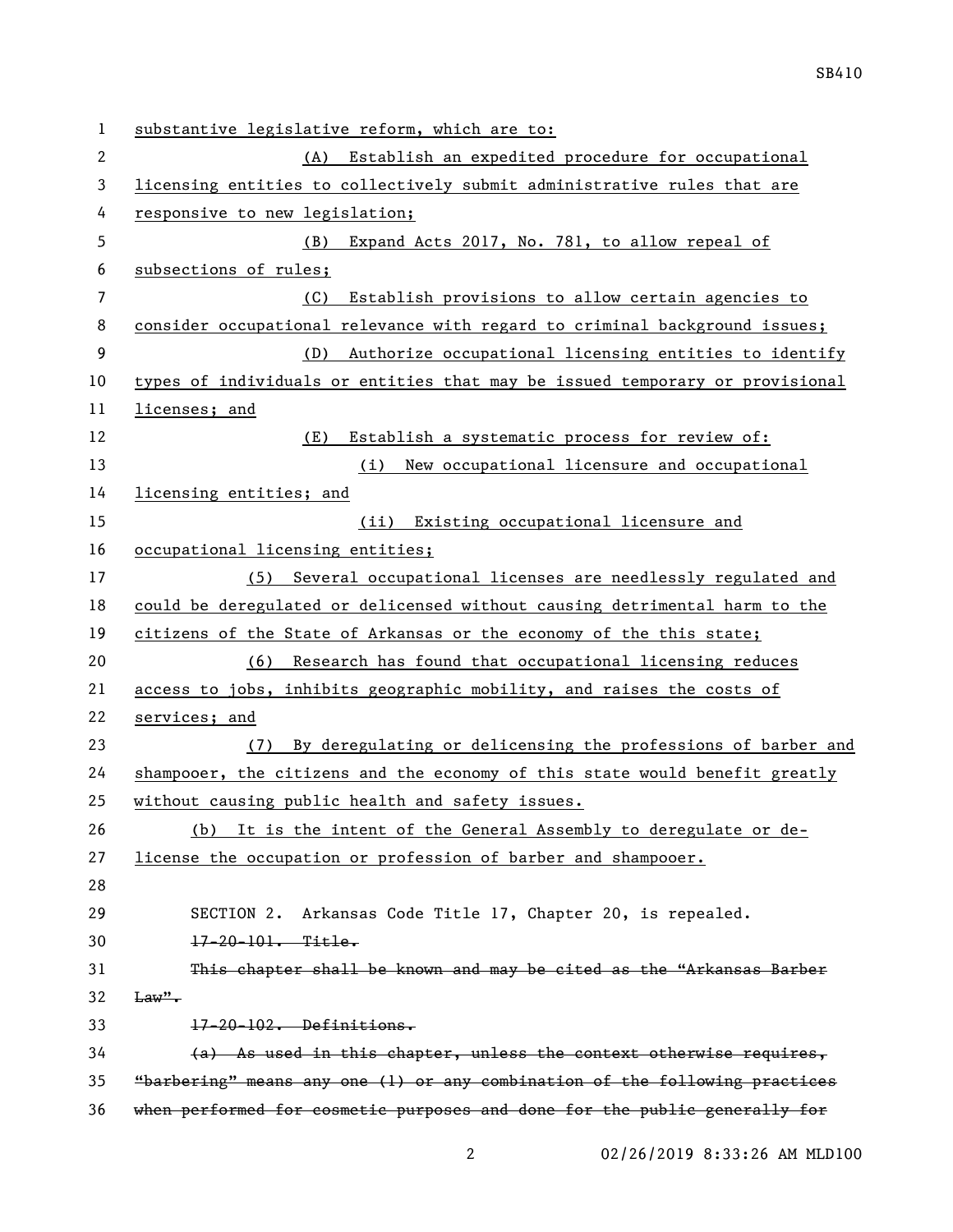substantive legislative reform, which are to:

(A) Establish an expedited procedure for occupational licensing entities to collectively submit administrative rules that are responsive to new legislation;

(B) Expand Acts 2017, No. 781, to allow repeal of subsections of rules;

(C) Establish provisions to allow certain agencies to consider occupational relevance with regard to criminal background issues;

(D) Authorize occupational licensing entities to identify types of individuals or entities that may be issued temporary or provisional licenses; and

(E) Establish a systematic process for review of:

(i) New occupational licensure and occupational licensing entities; and

(ii) Existing occupational licensure and occupational licensing entities;

(5) Several occupational licenses are needlessly regulated and could be deregulated or delicensed without causing detrimental harm to the citizens of the State of Arkansas or the economy of the this state;

(6) Research has found that occupational licensing reduces access to jobs, inhibits geographic mobility, and raises the costs of services; and

(7) By deregulating or delicensing the professions of barber and shampooer, the citizens and the economy of this state would benefit greatly without causing public health and safety issues.

(b) It is the intent of the General Assembly to deregulate or de-license the occupation or profession of barber and shampooer.

SECTION 2. Arkansas Code Title 17, Chapter 20, is repealed.

~~17-20-101. Title.~~

~~This chapter shall be known and may be cited as the "Arkansas Barber Law".~~

~~17-20-102. Definitions.~~

~~(a) As used in this chapter, unless the context otherwise requires, "barbering" means any one (1) or any combination of the following practices when performed for cosmetic purposes and done for the public generally for~~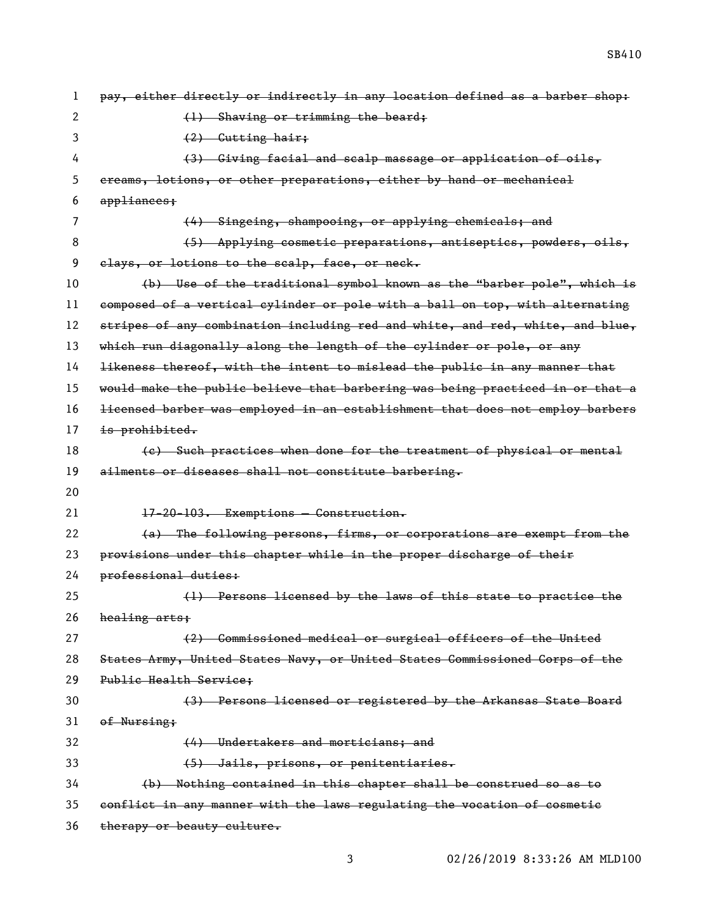~~pay, either directly or indirectly in any location defined as a barber shop:~~

~~(1) Shaving or trimming the beard;~~

~~(2) Cutting hair;~~

~~(3) Giving facial and scalp massage or application of oils, creams, lotions, or other preparations, either by hand or mechanical appliances;~~

~~(4) Singeing, shampooing, or applying chemicals; and~~

~~(5) Applying cosmetic preparations, antiseptics, powders, oils, clays, or lotions to the scalp, face, or neck.~~

~~(b) Use of the traditional symbol known as the "barber pole", which is composed of a vertical cylinder or pole with a ball on top, with alternating stripes of any combination including red and white, and red, white, and blue, which run diagonally along the length of the cylinder or pole, or any likeness thereof, with the intent to mislead the public in any manner that would make the public believe that barbering was being practiced in or that a licensed barber was employed in an establishment that does not employ barbers is prohibited.~~

~~(c) Such practices when done for the treatment of physical or mental ailments or diseases shall not constitute barbering.~~

~~17-20-103. Exemptions — Construction.~~

~~(a) The following persons, firms, or corporations are exempt from the provisions under this chapter while in the proper discharge of their professional duties:~~

~~(1) Persons licensed by the laws of this state to practice the healing arts;~~

~~(2) Commissioned medical or surgical officers of the United States Army, United States Navy, or United States Commissioned Corps of the Public Health Service;~~

~~(3) Persons licensed or registered by the Arkansas State Board of Nursing;~~

~~(4) Undertakers and morticians; and~~

~~(5) Jails, prisons, or penitentiaries.~~

~~(b) Nothing contained in this chapter shall be construed so as to conflict in any manner with the laws regulating the vocation of cosmetic therapy or beauty culture.~~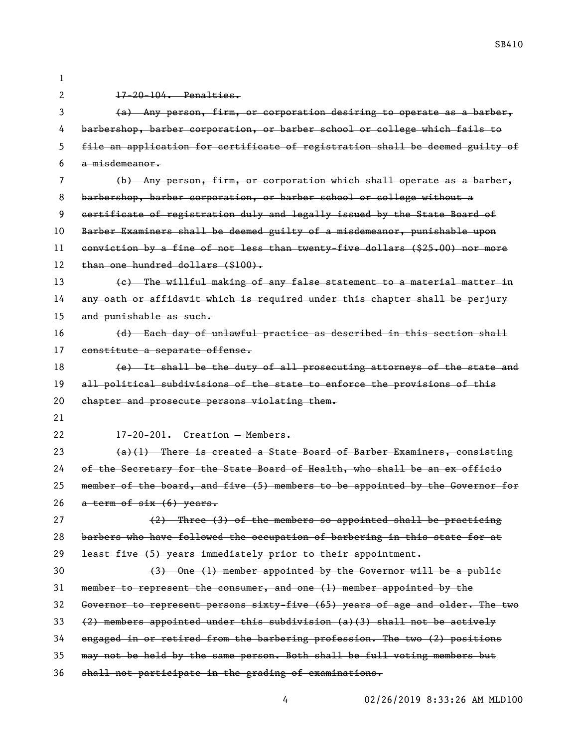~~17-20-104. Penalties.~~

~~(a) Any person, firm, or corporation desiring to operate as a barber, barbershop, barber corporation, or barber school or college which fails to file an application for certificate of registration shall be deemed guilty of a misdemeanor.~~

~~(b) Any person, firm, or corporation which shall operate as a barber, barbershop, barber corporation, or barber school or college without a certificate of registration duly and legally issued by the State Board of Barber Examiners shall be deemed guilty of a misdemeanor, punishable upon conviction by a fine of not less than twenty-five dollars ($25.00) nor more than one hundred dollars ($100).~~

~~(c) The willful making of any false statement to a material matter in any oath or affidavit which is required under this chapter shall be perjury and punishable as such.~~

~~(d) Each day of unlawful practice as described in this section shall constitute a separate offense.~~

~~(e) It shall be the duty of all prosecuting attorneys of the state and all political subdivisions of the state to enforce the provisions of this chapter and prosecute persons violating them.~~

~~17-20-201. Creation — Members.~~

~~(a)(1) There is created a State Board of Barber Examiners, consisting of the Secretary for the State Board of Health, who shall be an ex officio member of the board, and five (5) members to be appointed by the Governor for a term of six (6) years.~~

~~(2) Three (3) of the members so appointed shall be practicing barbers who have followed the occupation of barbering in this state for at least five (5) years immediately prior to their appointment.~~

~~(3) One (1) member appointed by the Governor will be a public member to represent the consumer, and one (1) member appointed by the Governor to represent persons sixty-five (65) years of age and older. The two (2) members appointed under this subdivision (a)(3) shall not be actively engaged in or retired from the barbering profession. The two (2) positions may not be held by the same person. Both shall be full voting members but shall not participate in the grading of examinations.~~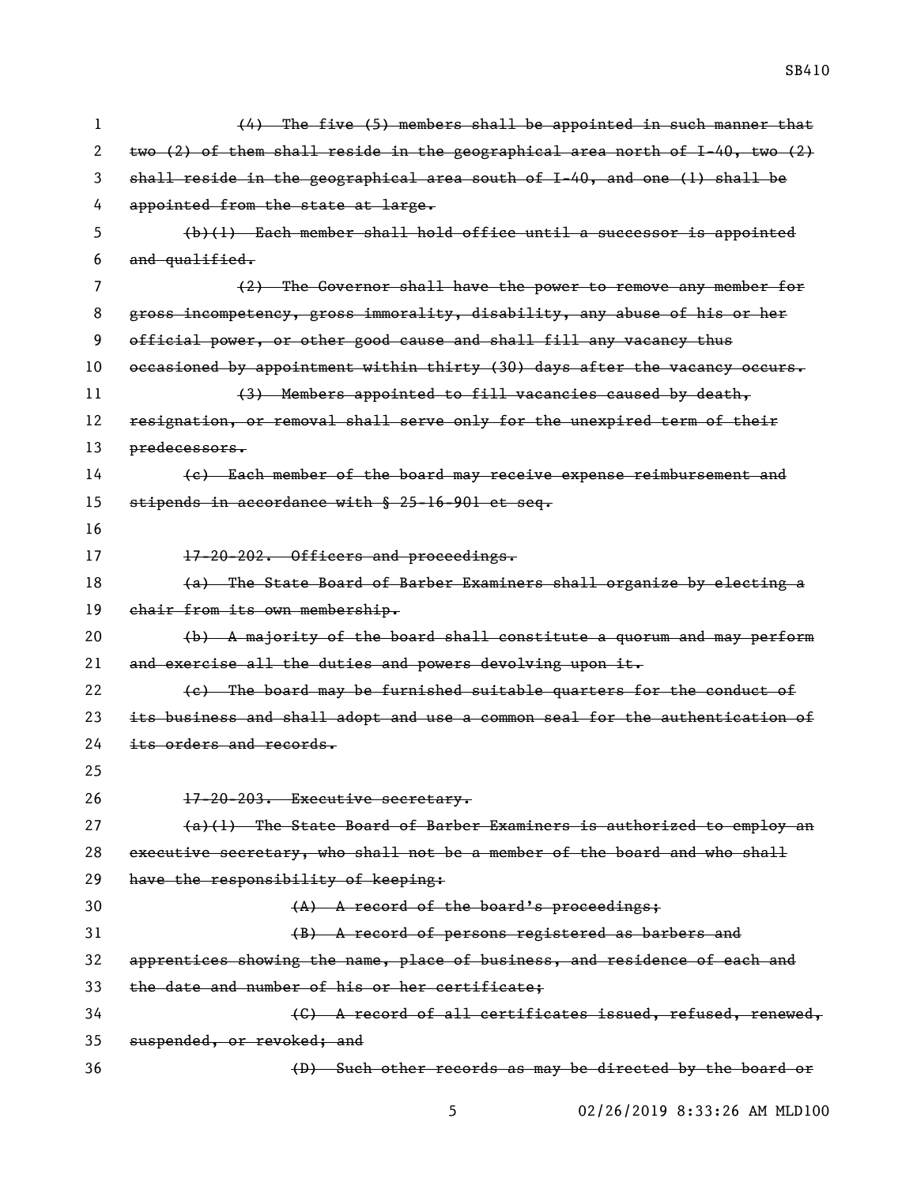~~(4) The five (5) members shall be appointed in such manner that two (2) of them shall reside in the geographical area north of I-40, two (2) shall reside in the geographical area south of I-40, and one (1) shall be appointed from the state at large.~~

~~(b)(1) Each member shall hold office until a successor is appointed and qualified.~~

~~(2) The Governor shall have the power to remove any member for gross incompetency, gross immorality, disability, any abuse of his or her official power, or other good cause and shall fill any vacancy thus occasioned by appointment within thirty (30) days after the vacancy occurs.~~

~~(3) Members appointed to fill vacancies caused by death, resignation, or removal shall serve only for the unexpired term of their predecessors.~~

~~(c) Each member of the board may receive expense reimbursement and stipends in accordance with § 25-16-901 et seq.~~

~~17-20-202. Officers and proceedings.~~

~~(a) The State Board of Barber Examiners shall organize by electing a chair from its own membership.~~

~~(b) A majority of the board shall constitute a quorum and may perform and exercise all the duties and powers devolving upon it.~~

~~(c) The board may be furnished suitable quarters for the conduct of its business and shall adopt and use a common seal for the authentication of its orders and records.~~

~~17-20-203. Executive secretary.~~

~~(a)(1) The State Board of Barber Examiners is authorized to employ an executive secretary, who shall not be a member of the board and who shall have the responsibility of keeping:~~

~~(A) A record of the board's proceedings;~~

~~(B) A record of persons registered as barbers and apprentices showing the name, place of business, and residence of each and the date and number of his or her certificate;~~

~~(C) A record of all certificates issued, refused, renewed, suspended, or revoked; and~~

~~(D) Such other records as may be directed by the board or~~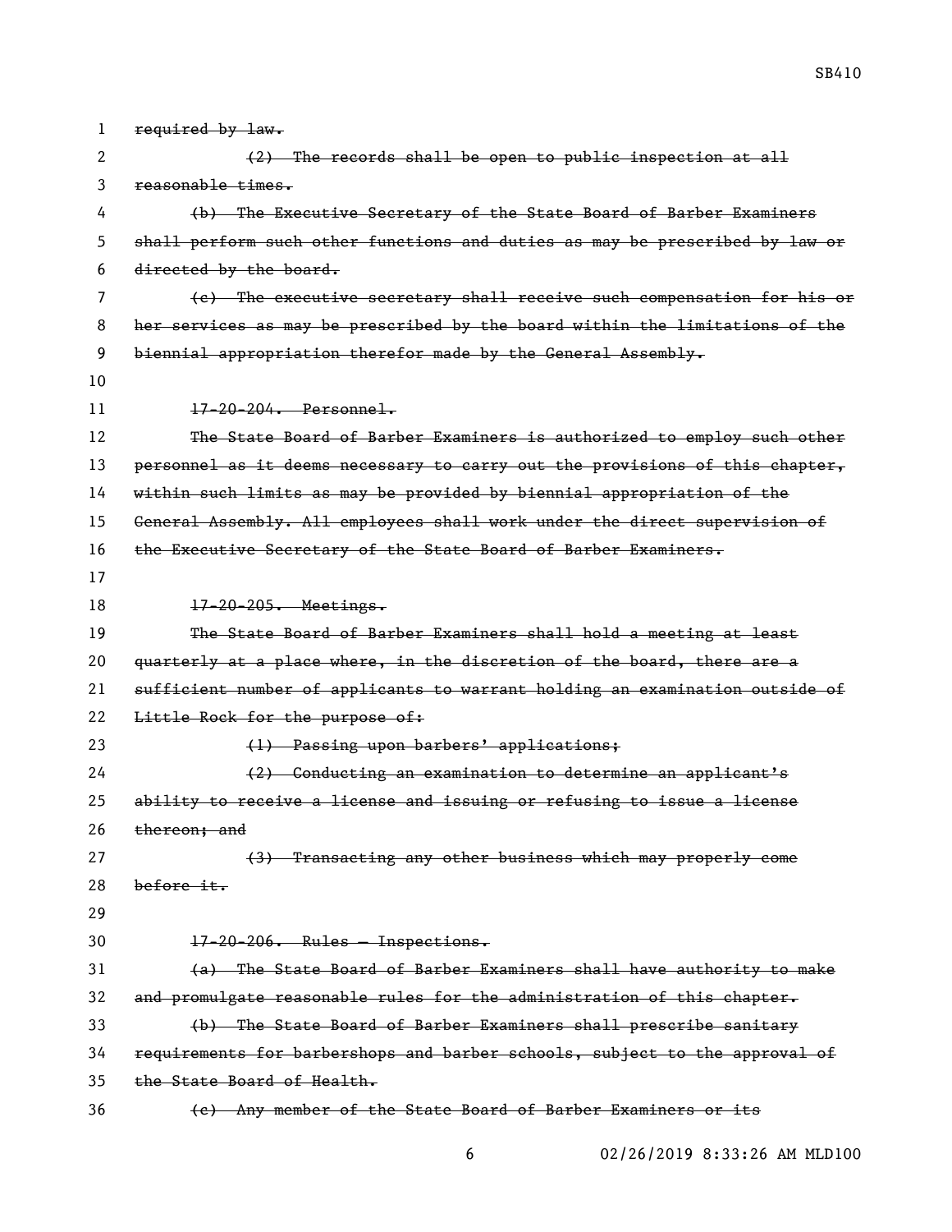~~required by law.~~

~~(2) The records shall be open to public inspection at all reasonable times.~~

~~(b) The Executive Secretary of the State Board of Barber Examiners shall perform such other functions and duties as may be prescribed by law or directed by the board.~~

~~(c) The executive secretary shall receive such compensation for his or her services as may be prescribed by the board within the limitations of the biennial appropriation therefor made by the General Assembly.~~

~~17-20-204. Personnel.~~

~~The State Board of Barber Examiners is authorized to employ such other personnel as it deems necessary to carry out the provisions of this chapter, within such limits as may be provided by biennial appropriation of the General Assembly. All employees shall work under the direct supervision of the Executive Secretary of the State Board of Barber Examiners.~~

~~17-20-205. Meetings.~~

~~The State Board of Barber Examiners shall hold a meeting at least quarterly at a place where, in the discretion of the board, there are a sufficient number of applicants to warrant holding an examination outside of Little Rock for the purpose of:~~

~~(1) Passing upon barbers' applications;~~

~~(2) Conducting an examination to determine an applicant's ability to receive a license and issuing or refusing to issue a license thereon; and~~

~~(3) Transacting any other business which may properly come before it.~~

~~17-20-206. Rules — Inspections.~~

~~(a) The State Board of Barber Examiners shall have authority to make and promulgate reasonable rules for the administration of this chapter.~~

~~(b) The State Board of Barber Examiners shall prescribe sanitary requirements for barbershops and barber schools, subject to the approval of the State Board of Health.~~

~~(c) Any member of the State Board of Barber Examiners or its~~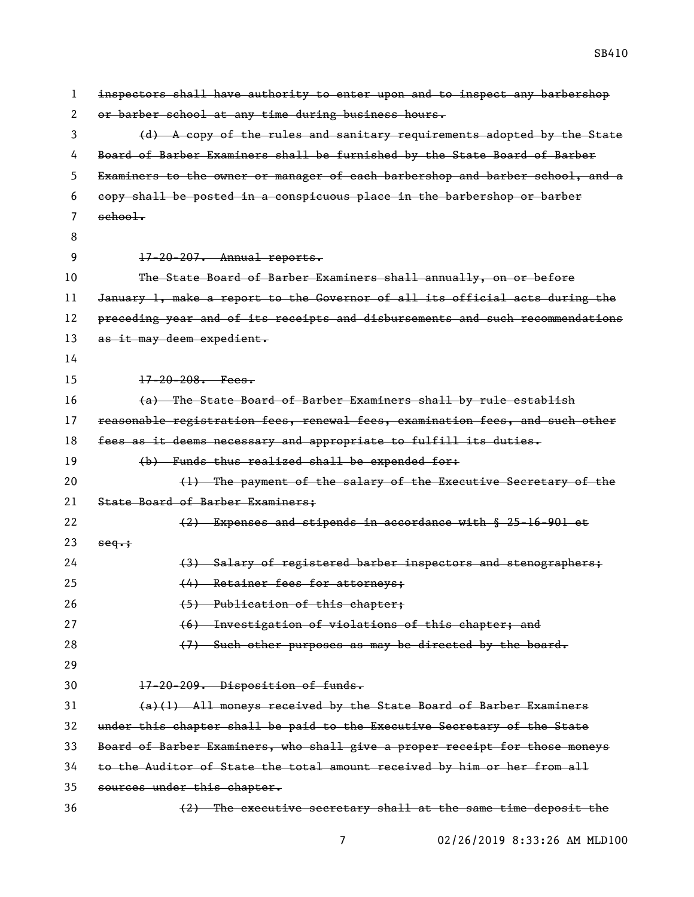~~inspectors shall have authority to enter upon and to inspect any barbershop or barber school at any time during business hours.~~

~~(d) A copy of the rules and sanitary requirements adopted by the State Board of Barber Examiners shall be furnished by the State Board of Barber Examiners to the owner or manager of each barbershop and barber school, and a copy shall be posted in a conspicuous place in the barbershop or barber school.~~

~~17-20-207. Annual reports.~~

~~The State Board of Barber Examiners shall annually, on or before January 1, make a report to the Governor of all its official acts during the preceding year and of its receipts and disbursements and such recommendations as it may deem expedient.~~

~~17-20-208. Fees.~~

~~(a) The State Board of Barber Examiners shall by rule establish reasonable registration fees, renewal fees, examination fees, and such other fees as it deems necessary and appropriate to fulfill its duties.~~

~~(b) Funds thus realized shall be expended for:~~

~~(1) The payment of the salary of the Executive Secretary of the State Board of Barber Examiners;~~

~~(2) Expenses and stipends in accordance with § 25-16-901 et seq.;~~

~~(3) Salary of registered barber inspectors and stenographers;~~

~~(4) Retainer fees for attorneys;~~

~~(5) Publication of this chapter;~~

~~(6) Investigation of violations of this chapter; and~~

~~(7) Such other purposes as may be directed by the board.~~

~~17-20-209. Disposition of funds.~~

~~(a)(1) All moneys received by the State Board of Barber Examiners under this chapter shall be paid to the Executive Secretary of the State Board of Barber Examiners, who shall give a proper receipt for those moneys to the Auditor of State the total amount received by him or her from all sources under this chapter.~~

~~(2) The executive secretary shall at the same time deposit the~~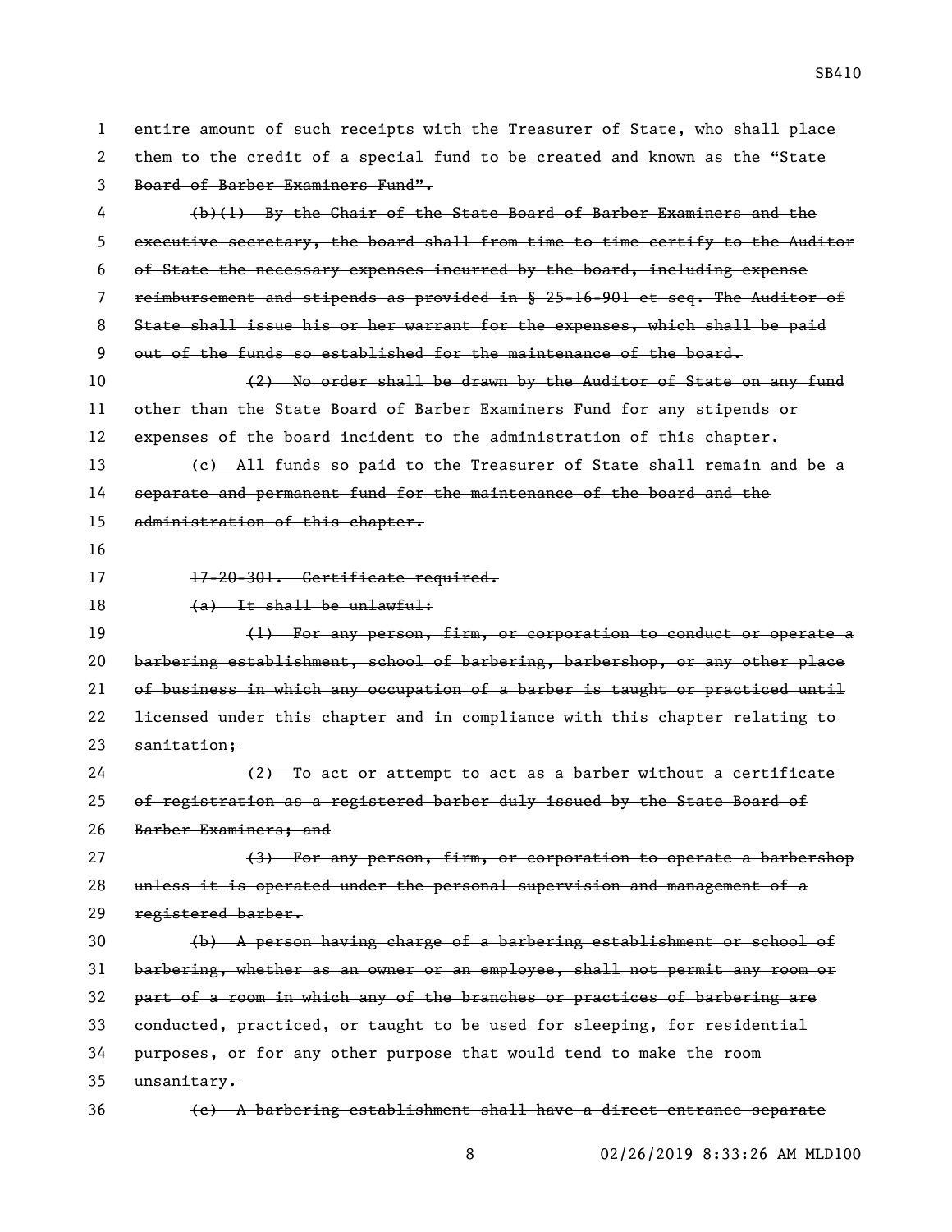~~entire amount of such receipts with the Treasurer of State, who shall place them to the credit of a special fund to be created and known as the "State Board of Barber Examiners Fund".~~

~~(b)(1) By the Chair of the State Board of Barber Examiners and the executive secretary, the board shall from time to time certify to the Auditor of State the necessary expenses incurred by the board, including expense reimbursement and stipends as provided in § 25-16-901 et seq. The Auditor of State shall issue his or her warrant for the expenses, which shall be paid out of the funds so established for the maintenance of the board.~~

~~(2) No order shall be drawn by the Auditor of State on any fund other than the State Board of Barber Examiners Fund for any stipends or expenses of the board incident to the administration of this chapter.~~

~~(c) All funds so paid to the Treasurer of State shall remain and be a separate and permanent fund for the maintenance of the board and the administration of this chapter.~~

~~17-20-301. Certificate required.~~

~~(a) It shall be unlawful:~~

~~(1) For any person, firm, or corporation to conduct or operate a barbering establishment, school of barbering, barbershop, or any other place of business in which any occupation of a barber is taught or practiced until licensed under this chapter and in compliance with this chapter relating to sanitation;~~

~~(2) To act or attempt to act as a barber without a certificate of registration as a registered barber duly issued by the State Board of Barber Examiners; and~~

~~(3) For any person, firm, or corporation to operate a barbershop unless it is operated under the personal supervision and management of a registered barber.~~

~~(b) A person having charge of a barbering establishment or school of barbering, whether as an owner or an employee, shall not permit any room or part of a room in which any of the branches or practices of barbering are conducted, practiced, or taught to be used for sleeping, for residential purposes, or for any other purpose that would tend to make the room unsanitary.~~

~~(c) A barbering establishment shall have a direct entrance separate~~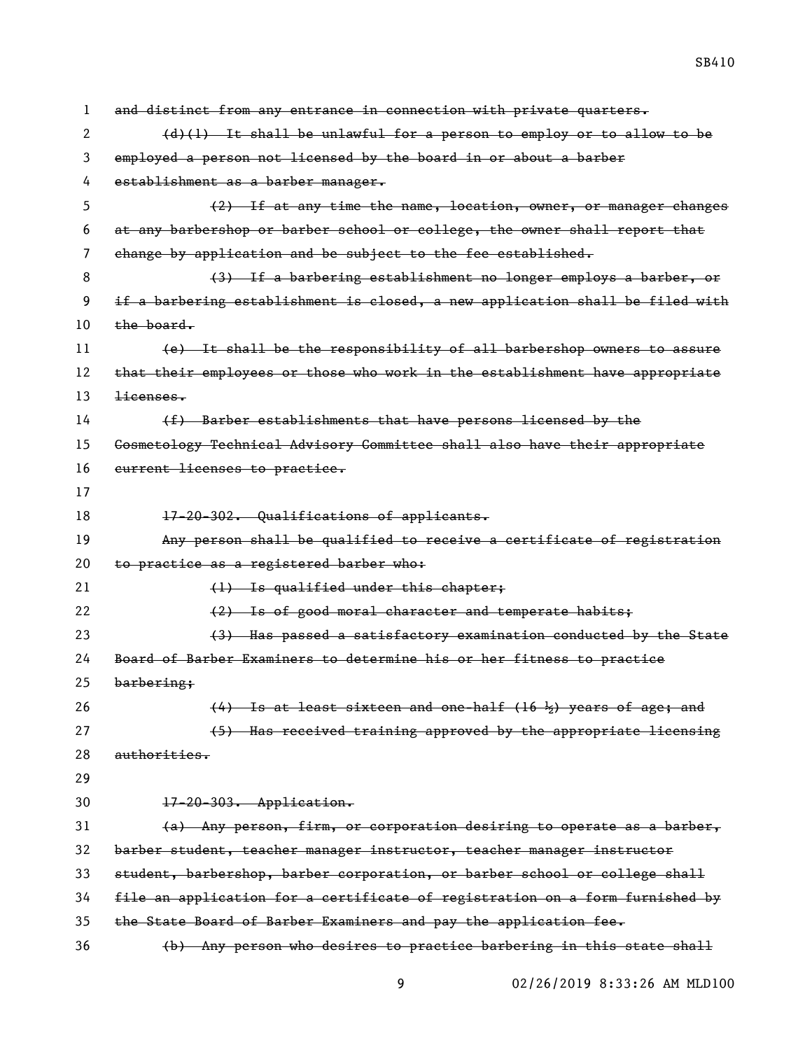~~and distinct from any entrance in connection with private quarters.~~

~~(d)(1) It shall be unlawful for a person to employ or to allow to be employed a person not licensed by the board in or about a barber establishment as a barber manager.~~

~~(2) If at any time the name, location, owner, or manager changes at any barbershop or barber school or college, the owner shall report that change by application and be subject to the fee established.~~

~~(3) If a barbering establishment no longer employs a barber, or if a barbering establishment is closed, a new application shall be filed with the board.~~

~~(e) It shall be the responsibility of all barbershop owners to assure that their employees or those who work in the establishment have appropriate licenses.~~

~~(f) Barber establishments that have persons licensed by the Cosmetology Technical Advisory Committee shall also have their appropriate current licenses to practice.~~

~~17-20-302. Qualifications of applicants.~~

~~Any person shall be qualified to receive a certificate of registration to practice as a registered barber who:~~

~~(1) Is qualified under this chapter;~~

~~(2) Is of good moral character and temperate habits;~~

~~(3) Has passed a satisfactory examination conducted by the State Board of Barber Examiners to determine his or her fitness to practice barbering;~~

~~(4) Is at least sixteen and one-half (16 ½) years of age; and~~

~~(5) Has received training approved by the appropriate licensing authorities.~~

~~17-20-303. Application.~~

~~(a) Any person, firm, or corporation desiring to operate as a barber, barber student, teacher manager instructor, teacher manager instructor student, barbershop, barber corporation, or barber school or college shall file an application for a certificate of registration on a form furnished by the State Board of Barber Examiners and pay the application fee.~~

~~(b) Any person who desires to practice barbering in this state shall~~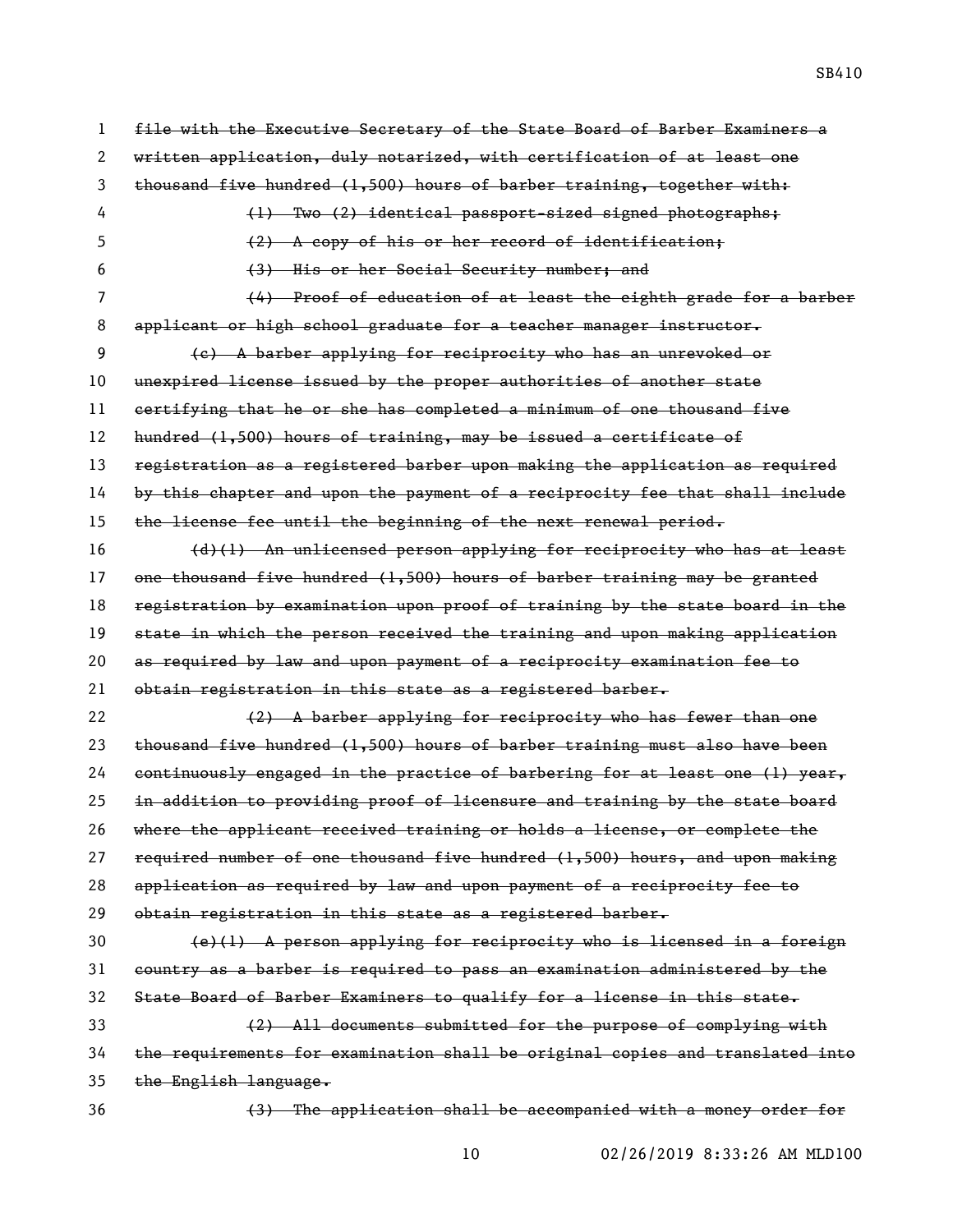~~file with the Executive Secretary of the State Board of Barber Examiners a written application, duly notarized, with certification of at least one thousand five hundred (1,500) hours of barber training, together with:~~

~~(1) Two (2) identical passport-sized signed photographs;~~

~~(2) A copy of his or her record of identification;~~

~~(3) His or her Social Security number; and~~

~~(4) Proof of education of at least the eighth grade for a barber applicant or high school graduate for a teacher manager instructor.~~

~~(c) A barber applying for reciprocity who has an unrevoked or unexpired license issued by the proper authorities of another state certifying that he or she has completed a minimum of one thousand five hundred (1,500) hours of training, may be issued a certificate of registration as a registered barber upon making the application as required by this chapter and upon the payment of a reciprocity fee that shall include the license fee until the beginning of the next renewal period.~~

~~(d)(1) An unlicensed person applying for reciprocity who has at least one thousand five hundred (1,500) hours of barber training may be granted registration by examination upon proof of training by the state board in the state in which the person received the training and upon making application as required by law and upon payment of a reciprocity examination fee to obtain registration in this state as a registered barber.~~

~~(2) A barber applying for reciprocity who has fewer than one thousand five hundred (1,500) hours of barber training must also have been continuously engaged in the practice of barbering for at least one (1) year, in addition to providing proof of licensure and training by the state board where the applicant received training or holds a license, or complete the required number of one thousand five hundred (1,500) hours, and upon making application as required by law and upon payment of a reciprocity fee to obtain registration in this state as a registered barber.~~

~~(e)(1) A person applying for reciprocity who is licensed in a foreign country as a barber is required to pass an examination administered by the State Board of Barber Examiners to qualify for a license in this state.~~

~~(2) All documents submitted for the purpose of complying with the requirements for examination shall be original copies and translated into the English language.~~

~~(3) The application shall be accompanied with a money order for~~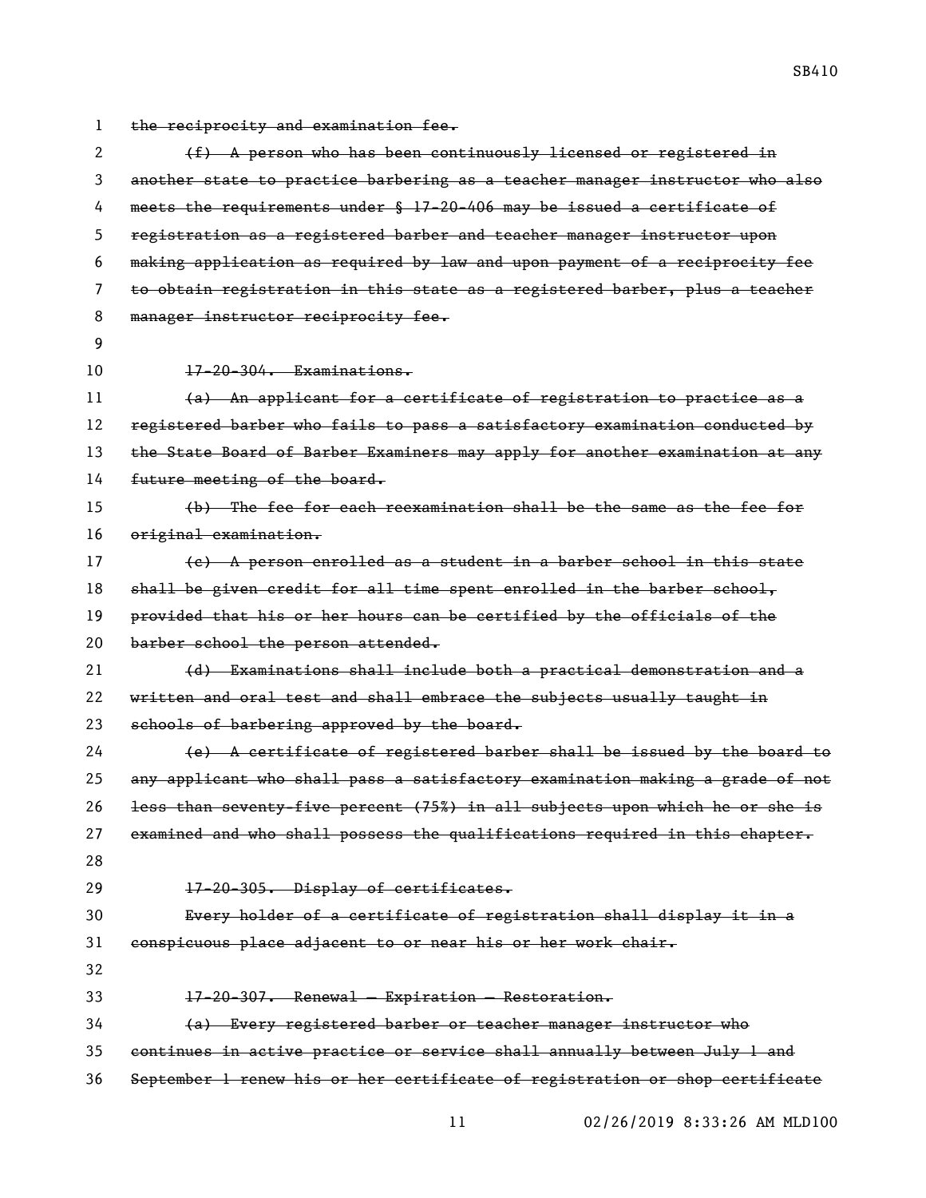~~the reciprocity and examination fee.~~

~~(f) A person who has been continuously licensed or registered in another state to practice barbering as a teacher manager instructor who also meets the requirements under § 17-20-406 may be issued a certificate of registration as a registered barber and teacher manager instructor upon making application as required by law and upon payment of a reciprocity fee to obtain registration in this state as a registered barber, plus a teacher manager instructor reciprocity fee.~~

~~17-20-304. Examinations.~~

~~(a) An applicant for a certificate of registration to practice as a registered barber who fails to pass a satisfactory examination conducted by the State Board of Barber Examiners may apply for another examination at any future meeting of the board.~~

~~(b) The fee for each reexamination shall be the same as the fee for original examination.~~

~~(c) A person enrolled as a student in a barber school in this state shall be given credit for all time spent enrolled in the barber school, provided that his or her hours can be certified by the officials of the barber school the person attended.~~

~~(d) Examinations shall include both a practical demonstration and a written and oral test and shall embrace the subjects usually taught in schools of barbering approved by the board.~~

~~(e) A certificate of registered barber shall be issued by the board to any applicant who shall pass a satisfactory examination making a grade of not less than seventy-five percent (75%) in all subjects upon which he or she is examined and who shall possess the qualifications required in this chapter.~~

~~17-20-305. Display of certificates.~~

~~Every holder of a certificate of registration shall display it in a conspicuous place adjacent to or near his or her work chair.~~

~~17-20-307. Renewal — Expiration — Restoration.~~

~~(a) Every registered barber or teacher manager instructor who continues in active practice or service shall annually between July 1 and September 1 renew his or her certificate of registration or shop certificate~~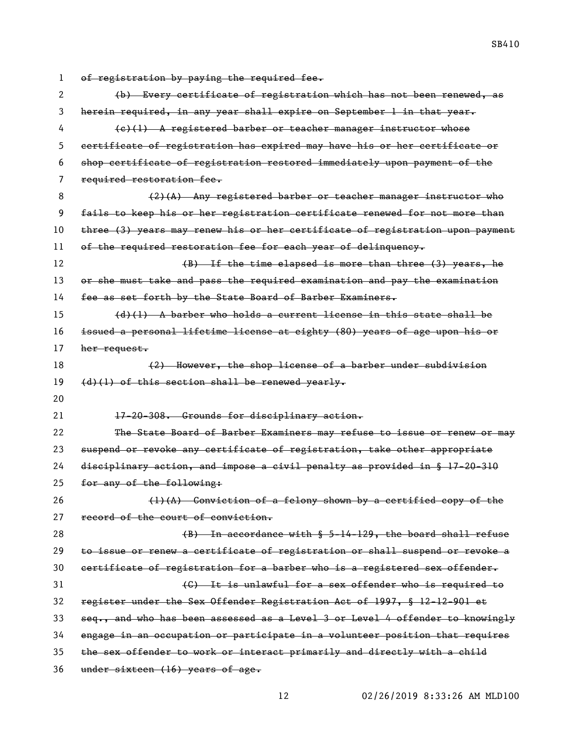~~of registration by paying the required fee.~~

~~(b) Every certificate of registration which has not been renewed, as herein required, in any year shall expire on September 1 in that year.~~

~~(c)(1) A registered barber or teacher manager instructor whose certificate of registration has expired may have his or her certificate or shop certificate of registration restored immediately upon payment of the required restoration fee.~~

~~(2)(A) Any registered barber or teacher manager instructor who fails to keep his or her registration certificate renewed for not more than three (3) years may renew his or her certificate of registration upon payment of the required restoration fee for each year of delinquency.~~

~~(B) If the time elapsed is more than three (3) years, he or she must take and pass the required examination and pay the examination fee as set forth by the State Board of Barber Examiners.~~

~~(d)(1) A barber who holds a current license in this state shall be issued a personal lifetime license at eighty (80) years of age upon his or her request.~~

~~(2) However, the shop license of a barber under subdivision (d)(1) of this section shall be renewed yearly.~~

~~17-20-308. Grounds for disciplinary action.~~

~~The State Board of Barber Examiners may refuse to issue or renew or may suspend or revoke any certificate of registration, take other appropriate disciplinary action, and impose a civil penalty as provided in § 17-20-310 for any of the following:~~

~~(1)(A) Conviction of a felony shown by a certified copy of the record of the court of conviction.~~

~~(B) In accordance with § 5-14-129, the board shall refuse to issue or renew a certificate of registration or shall suspend or revoke a certificate of registration for a barber who is a registered sex offender.~~

~~(C) It is unlawful for a sex offender who is required to register under the Sex Offender Registration Act of 1997, § 12-12-901 et seq., and who has been assessed as a Level 3 or Level 4 offender to knowingly engage in an occupation or participate in a volunteer position that requires the sex offender to work or interact primarily and directly with a child under sixteen (16) years of age.~~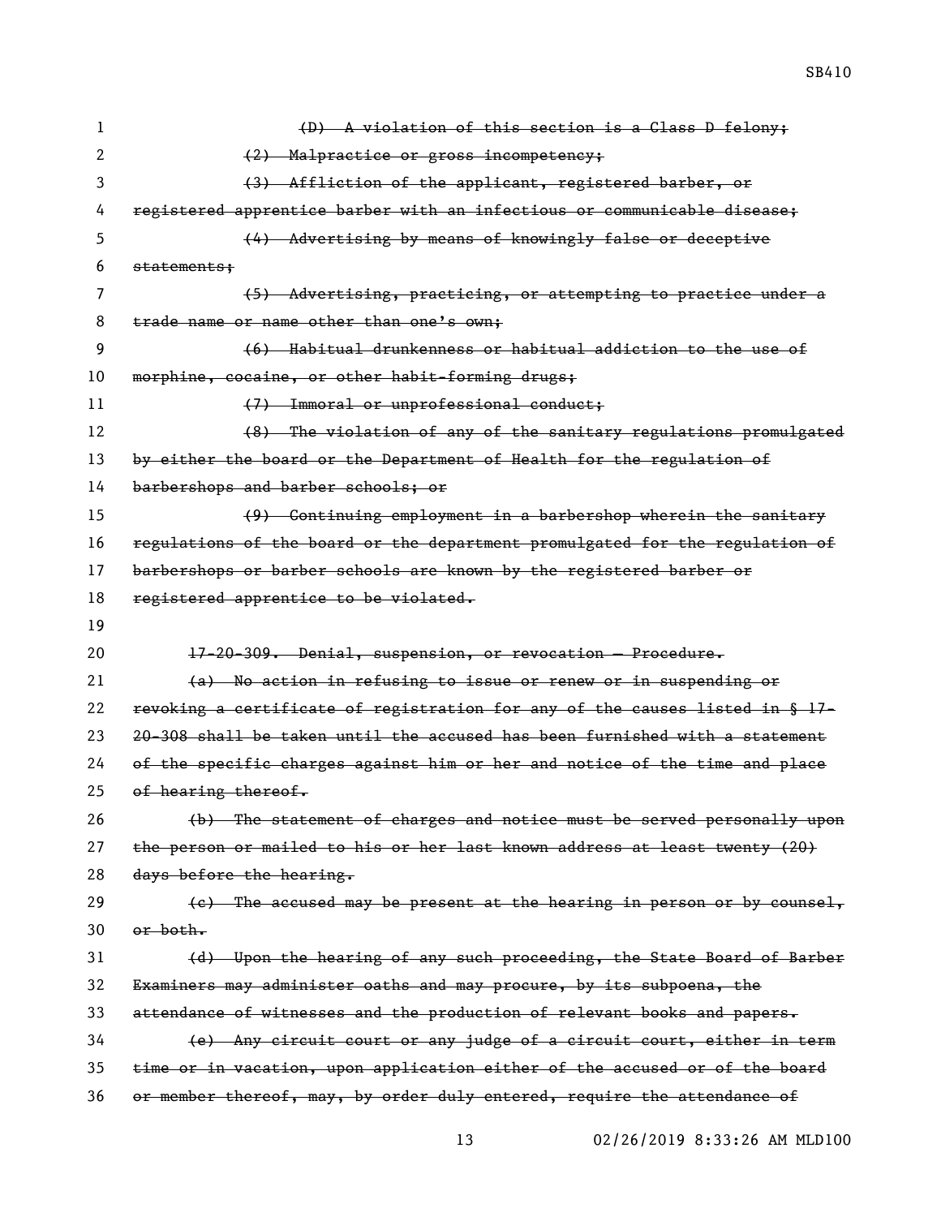~~(D) A violation of this section is a Class D felony;~~

~~(2) Malpractice or gross incompetency;~~

~~(3) Affliction of the applicant, registered barber, or registered apprentice barber with an infectious or communicable disease;~~

~~(4) Advertising by means of knowingly false or deceptive statements;~~

~~(5) Advertising, practicing, or attempting to practice under a trade name or name other than one's own;~~

~~(6) Habitual drunkenness or habitual addiction to the use of morphine, cocaine, or other habit-forming drugs;~~

~~(7) Immoral or unprofessional conduct;~~

~~(8) The violation of any of the sanitary regulations promulgated by either the board or the Department of Health for the regulation of barbershops and barber schools; or~~

~~(9) Continuing employment in a barbershop wherein the sanitary regulations of the board or the department promulgated for the regulation of barbershops or barber schools are known by the registered barber or registered apprentice to be violated.~~

~~17-20-309. Denial, suspension, or revocation — Procedure.~~

~~(a) No action in refusing to issue or renew or in suspending or revoking a certificate of registration for any of the causes listed in § 17-20-308 shall be taken until the accused has been furnished with a statement of the specific charges against him or her and notice of the time and place of hearing thereof.~~

~~(b) The statement of charges and notice must be served personally upon the person or mailed to his or her last known address at least twenty (20) days before the hearing.~~

~~(c) The accused may be present at the hearing in person or by counsel, or both.~~

~~(d) Upon the hearing of any such proceeding, the State Board of Barber Examiners may administer oaths and may procure, by its subpoena, the attendance of witnesses and the production of relevant books and papers.~~

~~(e) Any circuit court or any judge of a circuit court, either in term time or in vacation, upon application either of the accused or of the board or member thereof, may, by order duly entered, require the attendance of~~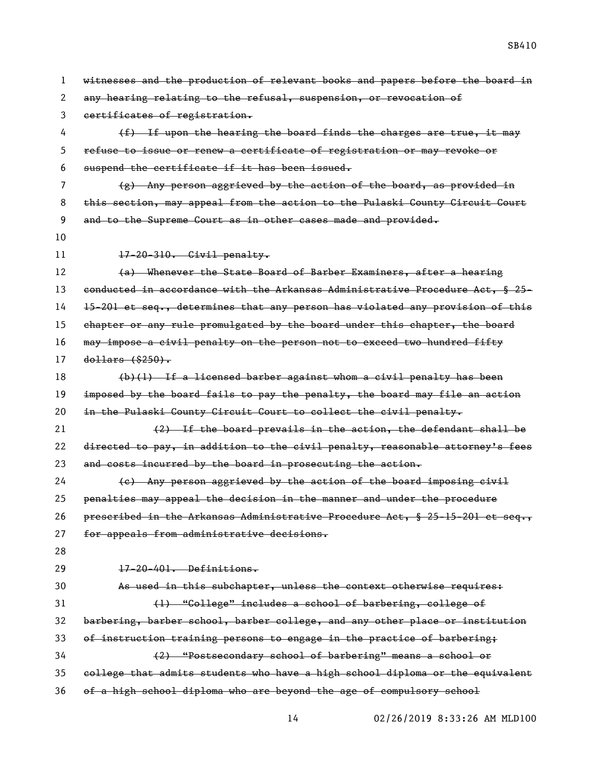~~witnesses and the production of relevant books and papers before the board in any hearing relating to the refusal, suspension, or revocation of certificates of registration.~~

~~(f) If upon the hearing the board finds the charges are true, it may refuse to issue or renew a certificate of registration or may revoke or suspend the certificate if it has been issued.~~

~~(g) Any person aggrieved by the action of the board, as provided in this section, may appeal from the action to the Pulaski County Circuit Court and to the Supreme Court as in other cases made and provided.~~

~~17-20-310. Civil penalty.~~

~~(a) Whenever the State Board of Barber Examiners, after a hearing conducted in accordance with the Arkansas Administrative Procedure Act, § 25-15-201 et seq., determines that any person has violated any provision of this chapter or any rule promulgated by the board under this chapter, the board may impose a civil penalty on the person not to exceed two hundred fifty dollars ($250).~~

~~(b)(1) If a licensed barber against whom a civil penalty has been imposed by the board fails to pay the penalty, the board may file an action in the Pulaski County Circuit Court to collect the civil penalty.~~

~~(2) If the board prevails in the action, the defendant shall be directed to pay, in addition to the civil penalty, reasonable attorney's fees and costs incurred by the board in prosecuting the action.~~

~~(c) Any person aggrieved by the action of the board imposing civil penalties may appeal the decision in the manner and under the procedure prescribed in the Arkansas Administrative Procedure Act, § 25-15-201 et seq., for appeals from administrative decisions.~~

~~17-20-401. Definitions.~~

~~As used in this subchapter, unless the context otherwise requires:~~

~~(1) "College" includes a school of barbering, college of barbering, barber school, barber college, and any other place or institution of instruction training persons to engage in the practice of barbering;~~

~~(2) "Postsecondary school of barbering" means a school or college that admits students who have a high school diploma or the equivalent of a high school diploma who are beyond the age of compulsory school~~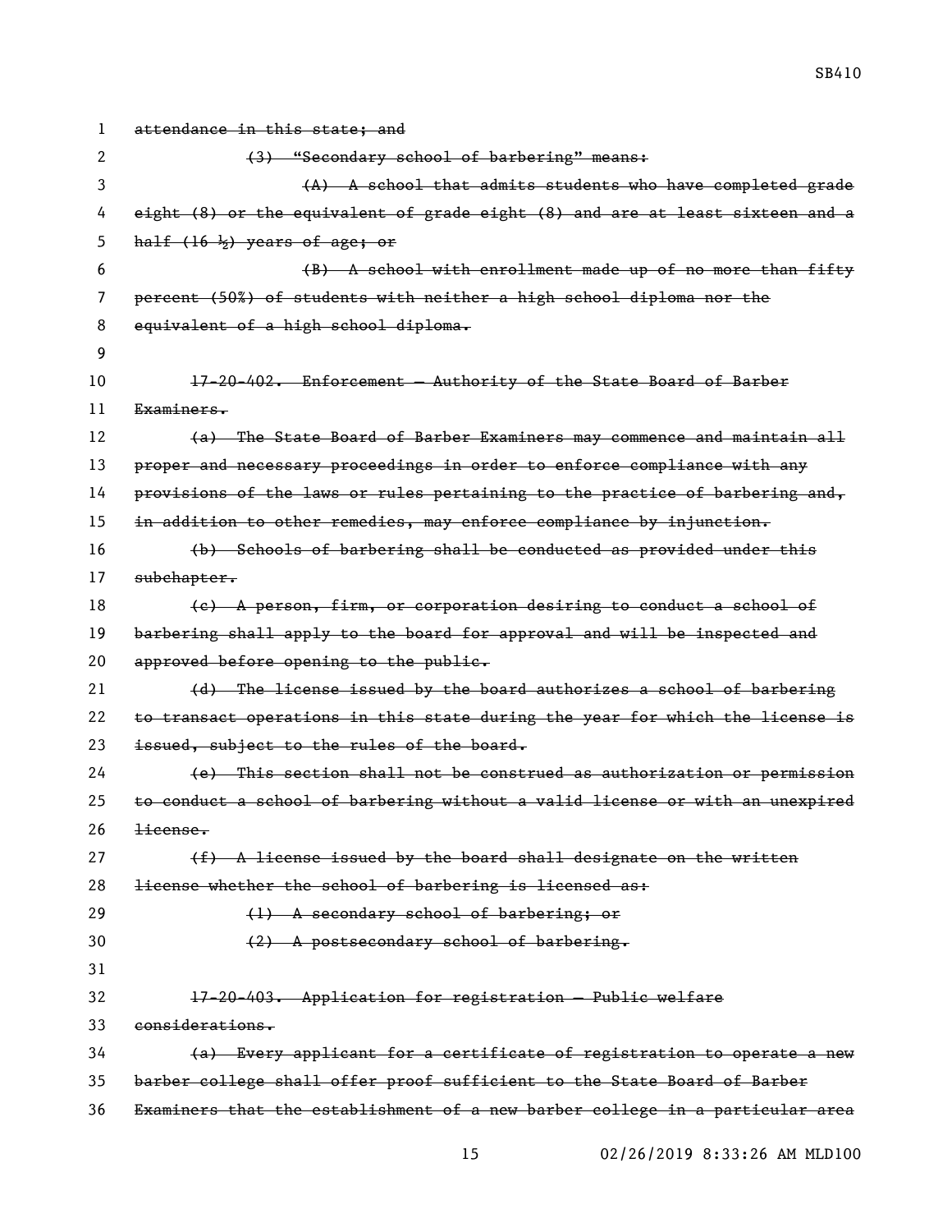~~attendance in this state; and~~

~~(3) "Secondary school of barbering" means:~~

~~(A) A school that admits students who have completed grade eight (8) or the equivalent of grade eight (8) and are at least sixteen and a half (16 ½) years of age; or~~

~~(B) A school with enrollment made up of no more than fifty percent (50%) of students with neither a high school diploma nor the equivalent of a high school diploma.~~

~~17-20-402. Enforcement — Authority of the State Board of Barber Examiners.~~

~~(a) The State Board of Barber Examiners may commence and maintain all proper and necessary proceedings in order to enforce compliance with any provisions of the laws or rules pertaining to the practice of barbering and, in addition to other remedies, may enforce compliance by injunction.~~

~~(b) Schools of barbering shall be conducted as provided under this subchapter.~~

~~(c) A person, firm, or corporation desiring to conduct a school of barbering shall apply to the board for approval and will be inspected and approved before opening to the public.~~

~~(d) The license issued by the board authorizes a school of barbering to transact operations in this state during the year for which the license is issued, subject to the rules of the board.~~

~~(e) This section shall not be construed as authorization or permission to conduct a school of barbering without a valid license or with an unexpired license.~~

~~(f) A license issued by the board shall designate on the written license whether the school of barbering is licensed as:~~

~~(1) A secondary school of barbering; or~~

~~(2) A postsecondary school of barbering.~~

~~17-20-403. Application for registration — Public welfare considerations.~~

~~(a) Every applicant for a certificate of registration to operate a new barber college shall offer proof sufficient to the State Board of Barber Examiners that the establishment of a new barber college in a particular area~~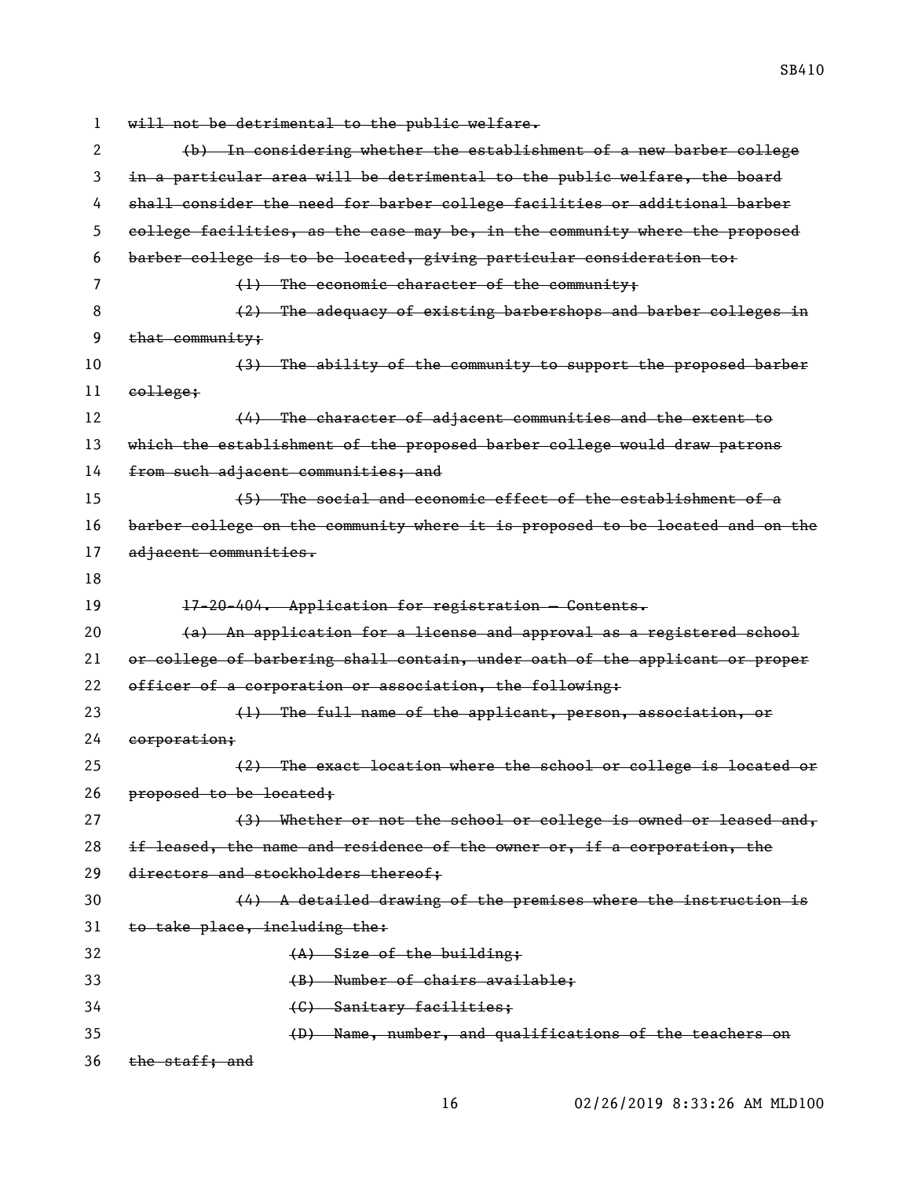~~will not be detrimental to the public welfare.~~

~~(b) In considering whether the establishment of a new barber college in a particular area will be detrimental to the public welfare, the board shall consider the need for barber college facilities or additional barber college facilities, as the case may be, in the community where the proposed barber college is to be located, giving particular consideration to:~~

~~(1) The economic character of the community;~~

~~(2) The adequacy of existing barbershops and barber colleges in that community;~~

~~(3) The ability of the community to support the proposed barber college;~~

~~(4) The character of adjacent communities and the extent to which the establishment of the proposed barber college would draw patrons from such adjacent communities; and~~

~~(5) The social and economic effect of the establishment of a barber college on the community where it is proposed to be located and on the adjacent communities.~~

~~17-20-404. Application for registration — Contents.~~

~~(a) An application for a license and approval as a registered school or college of barbering shall contain, under oath of the applicant or proper officer of a corporation or association, the following:~~

~~(1) The full name of the applicant, person, association, or corporation;~~

~~(2) The exact location where the school or college is located or proposed to be located;~~

~~(3) Whether or not the school or college is owned or leased and, if leased, the name and residence of the owner or, if a corporation, the directors and stockholders thereof;~~

~~(4) A detailed drawing of the premises where the instruction is to take place, including the:~~

~~(A) Size of the building;~~

~~(B) Number of chairs available;~~

~~(C) Sanitary facilities;~~

~~(D) Name, number, and qualifications of the teachers on the staff; and~~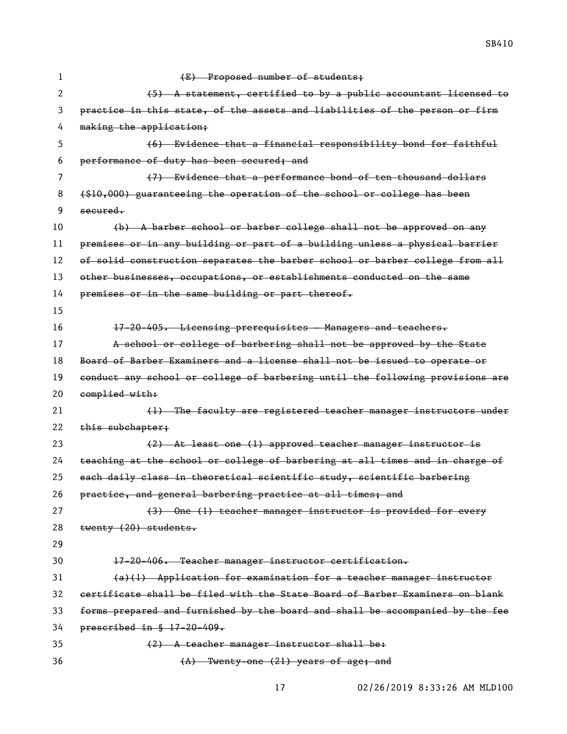~~(E) Proposed number of students;~~

~~(5) A statement, certified to by a public accountant licensed to practice in this state, of the assets and liabilities of the person or firm making the application;~~

~~(6) Evidence that a financial responsibility bond for faithful performance of duty has been secured; and~~

~~(7) Evidence that a performance bond of ten thousand dollars ($10,000) guaranteeing the operation of the school or college has been secured.~~

~~(b) A barber school or barber college shall not be approved on any premises or in any building or part of a building unless a physical barrier of solid construction separates the barber school or barber college from all other businesses, occupations, or establishments conducted on the same premises or in the same building or part thereof.~~

~~17-20-405. Licensing prerequisites — Managers and teachers.~~

~~A school or college of barbering shall not be approved by the State Board of Barber Examiners and a license shall not be issued to operate or conduct any school or college of barbering until the following provisions are complied with:~~

~~(1) The faculty are registered teacher manager instructors under this subchapter;~~

~~(2) At least one (1) approved teacher manager instructor is teaching at the school or college of barbering at all times and in charge of each daily class in theoretical scientific study, scientific barbering practice, and general barbering practice at all times; and~~

~~(3) One (1) teacher manager instructor is provided for every twenty (20) students.~~

~~17-20-406. Teacher manager instructor certification.~~

~~(a)(1) Application for examination for a teacher manager instructor certificate shall be filed with the State Board of Barber Examiners on blank forms prepared and furnished by the board and shall be accompanied by the fee prescribed in § 17-20-409.~~

~~(2) A teacher manager instructor shall be:~~

~~(A) Twenty-one (21) years of age; and~~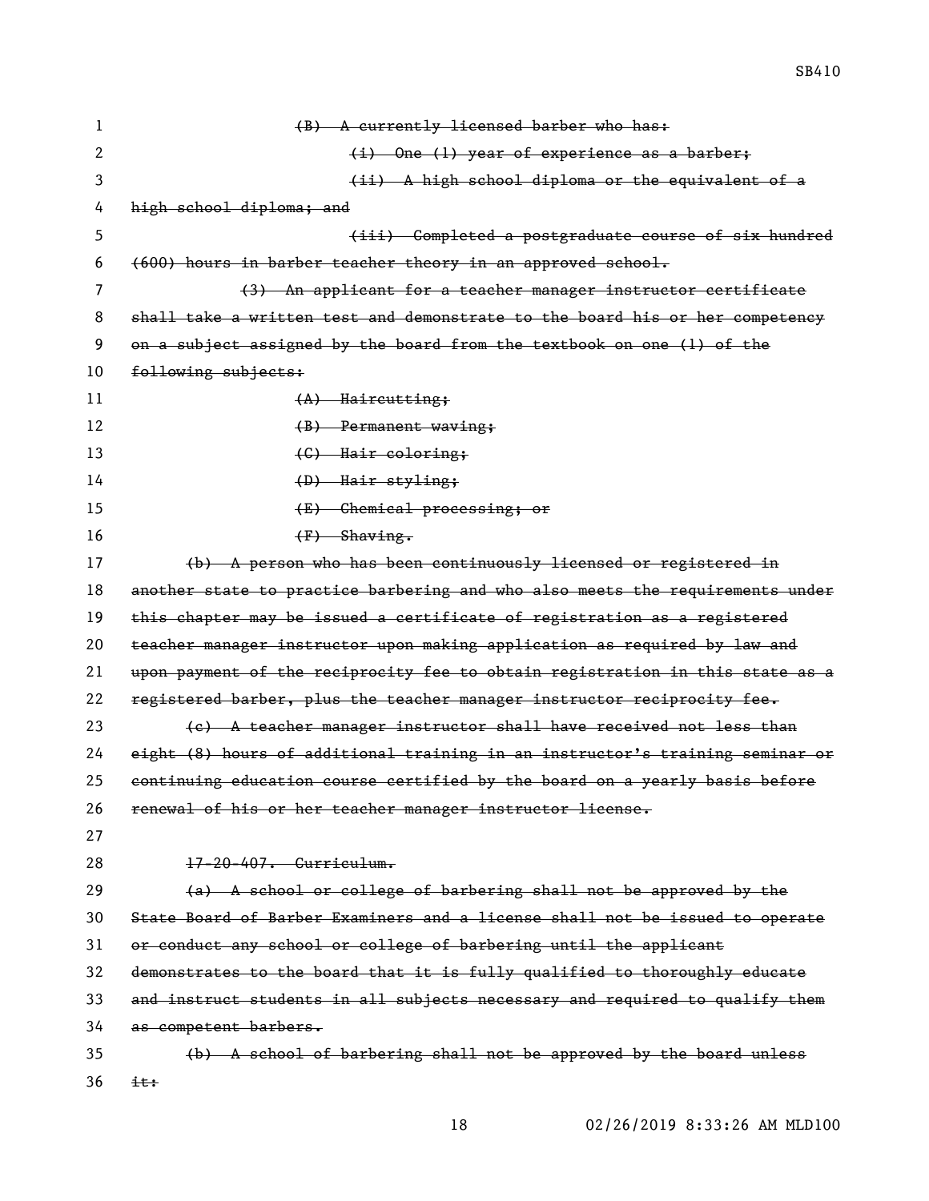~~(B) A currently licensed barber who has:~~

~~(i) One (1) year of experience as a barber;~~

~~(ii) A high school diploma or the equivalent of a high school diploma; and~~

~~(iii) Completed a postgraduate course of six hundred (600) hours in barber teacher theory in an approved school.~~

~~(3) An applicant for a teacher manager instructor certificate shall take a written test and demonstrate to the board his or her competency on a subject assigned by the board from the textbook on one (1) of the following subjects:~~

~~(A) Haircutting;~~

~~(B) Permanent waving;~~

~~(C) Hair coloring;~~

~~(D) Hair styling;~~

~~(E) Chemical processing; or~~

~~(F) Shaving.~~

~~(b) A person who has been continuously licensed or registered in another state to practice barbering and who also meets the requirements under this chapter may be issued a certificate of registration as a registered teacher manager instructor upon making application as required by law and upon payment of the reciprocity fee to obtain registration in this state as a registered barber, plus the teacher manager instructor reciprocity fee.~~

~~(c) A teacher manager instructor shall have received not less than eight (8) hours of additional training in an instructor's training seminar or continuing education course certified by the board on a yearly basis before renewal of his or her teacher manager instructor license.~~

~~17-20-407. Curriculum.~~

~~(a) A school or college of barbering shall not be approved by the State Board of Barber Examiners and a license shall not be issued to operate or conduct any school or college of barbering until the applicant demonstrates to the board that it is fully qualified to thoroughly educate and instruct students in all subjects necessary and required to qualify them as competent barbers.~~

~~(b) A school of barbering shall not be approved by the board unless it:~~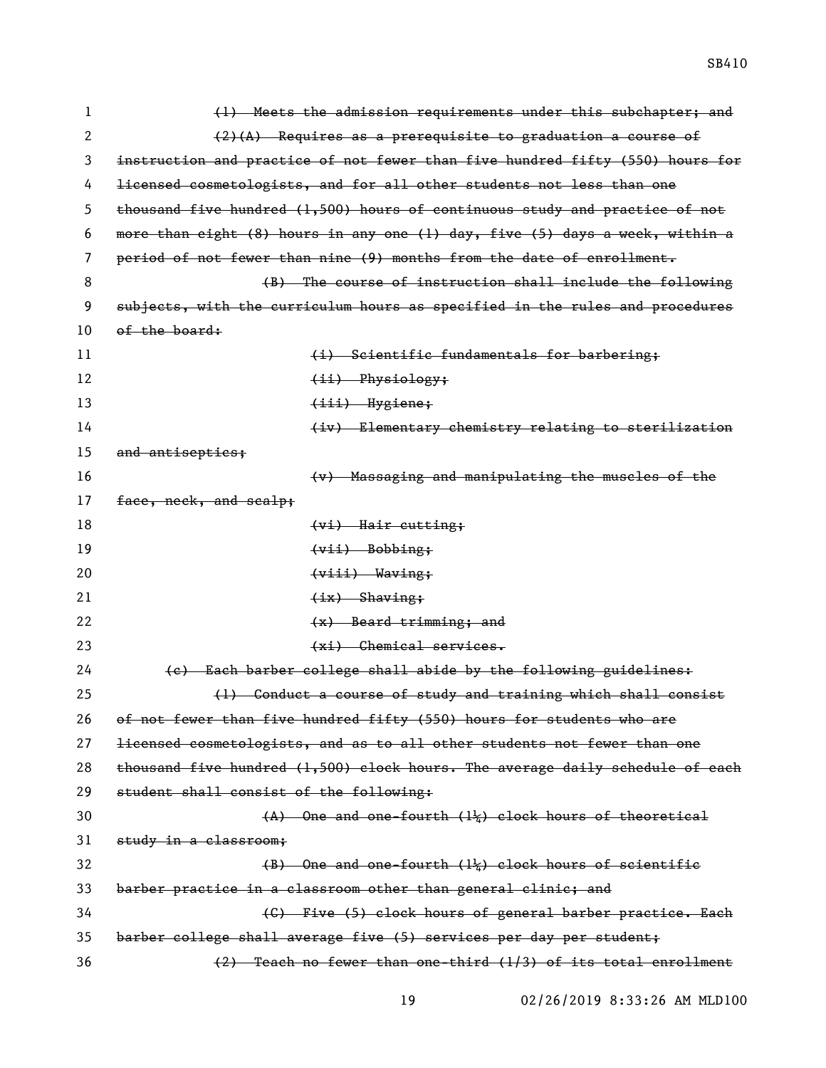~~(1) Meets the admission requirements under this subchapter; and~~

~~(2)(A) Requires as a prerequisite to graduation a course of instruction and practice of not fewer than five hundred fifty (550) hours for licensed cosmetologists, and for all other students not less than one thousand five hundred (1,500) hours of continuous study and practice of not more than eight (8) hours in any one (1) day, five (5) days a week, within a period of not fewer than nine (9) months from the date of enrollment.~~

~~(B) The course of instruction shall include the following subjects, with the curriculum hours as specified in the rules and procedures of the board:~~

~~(i) Scientific fundamentals for barbering;~~

~~(ii) Physiology;~~

~~(iii) Hygiene;~~

~~(iv) Elementary chemistry relating to sterilization and antiseptics;~~

~~(v) Massaging and manipulating the muscles of the face, neck, and scalp;~~

~~(vi) Hair cutting;~~

~~(vii) Bobbing;~~

~~(viii) Waving;~~

~~(ix) Shaving;~~

~~(x) Beard trimming; and~~

~~(xi) Chemical services.~~

~~(c) Each barber college shall abide by the following guidelines:~~

~~(1) Conduct a course of study and training which shall consist of not fewer than five hundred fifty (550) hours for students who are licensed cosmetologists, and as to all other students not fewer than one thousand five hundred (1,500) clock hours. The average daily schedule of each student shall consist of the following:~~

~~(A) One and one-fourth ($1\frac{1}{4}$) clock hours of theoretical study in a classroom;~~

~~(B) One and one-fourth ($1\frac{1}{4}$) clock hours of scientific barber practice in a classroom other than general clinic; and~~

~~(C) Five (5) clock hours of general barber practice. Each barber college shall average five (5) services per day per student;~~

~~(2) Teach no fewer than one-third (1/3) of its total enrollment~~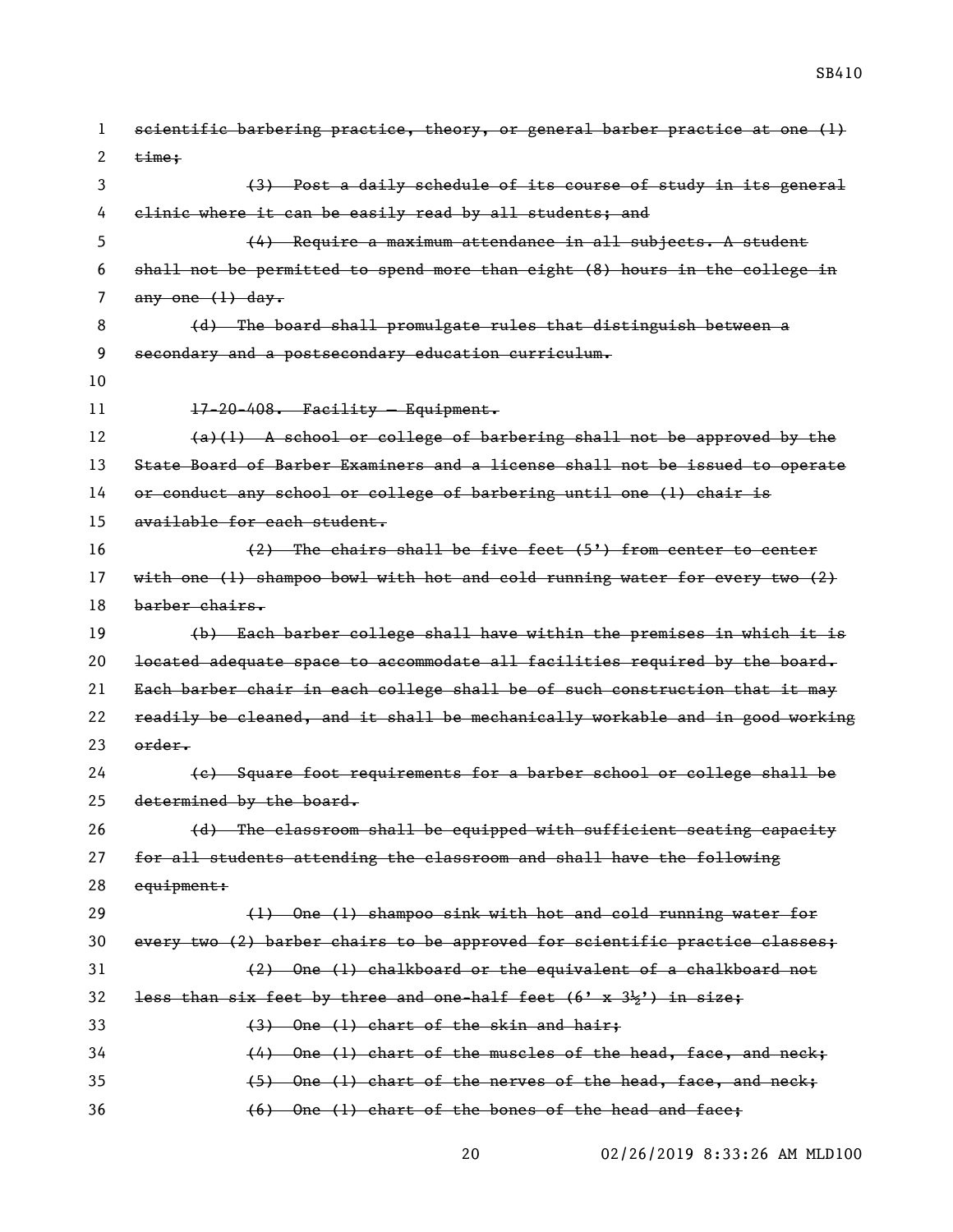~~scientific barbering practice, theory, or general barber practice at one (1) time;~~

~~(3) Post a daily schedule of its course of study in its general clinic where it can be easily read by all students; and~~

~~(4) Require a maximum attendance in all subjects. A student shall not be permitted to spend more than eight (8) hours in the college in any one (1) day.~~

~~(d) The board shall promulgate rules that distinguish between a secondary and a postsecondary education curriculum.~~

~~17-20-408. Facility — Equipment.~~

~~(a)(1) A school or college of barbering shall not be approved by the State Board of Barber Examiners and a license shall not be issued to operate or conduct any school or college of barbering until one (1) chair is available for each student.~~

~~(2) The chairs shall be five feet (5') from center to center with one (1) shampoo bowl with hot and cold running water for every two (2) barber chairs.~~

~~(b) Each barber college shall have within the premises in which it is located adequate space to accommodate all facilities required by the board. Each barber chair in each college shall be of such construction that it may readily be cleaned, and it shall be mechanically workable and in good working order.~~

~~(c) Square foot requirements for a barber school or college shall be determined by the board.~~

~~(d) The classroom shall be equipped with sufficient seating capacity for all students attending the classroom and shall have the following equipment:~~

~~(1) One (1) shampoo sink with hot and cold running water for every two (2) barber chairs to be approved for scientific practice classes;~~

~~(2) One (1) chalkboard or the equivalent of a chalkboard not less than six feet by three and one-half feet (6' x 3½') in size;~~

~~(3) One (1) chart of the skin and hair;~~

~~(4) One (1) chart of the muscles of the head, face, and neck;~~

~~(5) One (1) chart of the nerves of the head, face, and neck;~~

~~(6) One (1) chart of the bones of the head and face;~~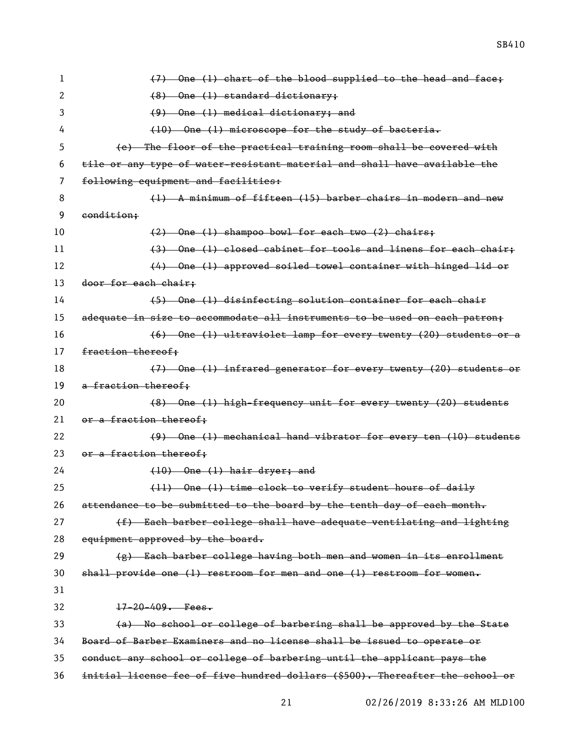~~(7) One (1) chart of the blood supplied to the head and face;~~

~~(8) One (1) standard dictionary;~~

~~(9) One (1) medical dictionary; and~~

~~(10) One (1) microscope for the study of bacteria.~~

~~(e) The floor of the practical training room shall be covered with tile or any type of water-resistant material and shall have available the following equipment and facilities:~~

~~(1) A minimum of fifteen (15) barber chairs in modern and new condition;~~

~~(2) One (1) shampoo bowl for each two (2) chairs;~~

~~(3) One (1) closed cabinet for tools and linens for each chair;~~

~~(4) One (1) approved soiled towel container with hinged lid or door for each chair;~~

~~(5) One (1) disinfecting solution container for each chair adequate in size to accommodate all instruments to be used on each patron;~~

~~(6) One (1) ultraviolet lamp for every twenty (20) students or a fraction thereof;~~

~~(7) One (1) infrared generator for every twenty (20) students or a fraction thereof;~~

~~(8) One (1) high-frequency unit for every twenty (20) students or a fraction thereof;~~

~~(9) One (1) mechanical hand vibrator for every ten (10) students or a fraction thereof;~~

~~(10) One (1) hair dryer; and~~

~~(11) One (1) time clock to verify student hours of daily attendance to be submitted to the board by the tenth day of each month.~~

~~(f) Each barber college shall have adequate ventilating and lighting equipment approved by the board.~~

~~(g) Each barber college having both men and women in its enrollment shall provide one (1) restroom for men and one (1) restroom for women.~~

~~17-20-409. Fees.~~

~~(a) No school or college of barbering shall be approved by the State Board of Barber Examiners and no license shall be issued to operate or conduct any school or college of barbering until the applicant pays the initial license fee of five hundred dollars ($500). Thereafter the school or~~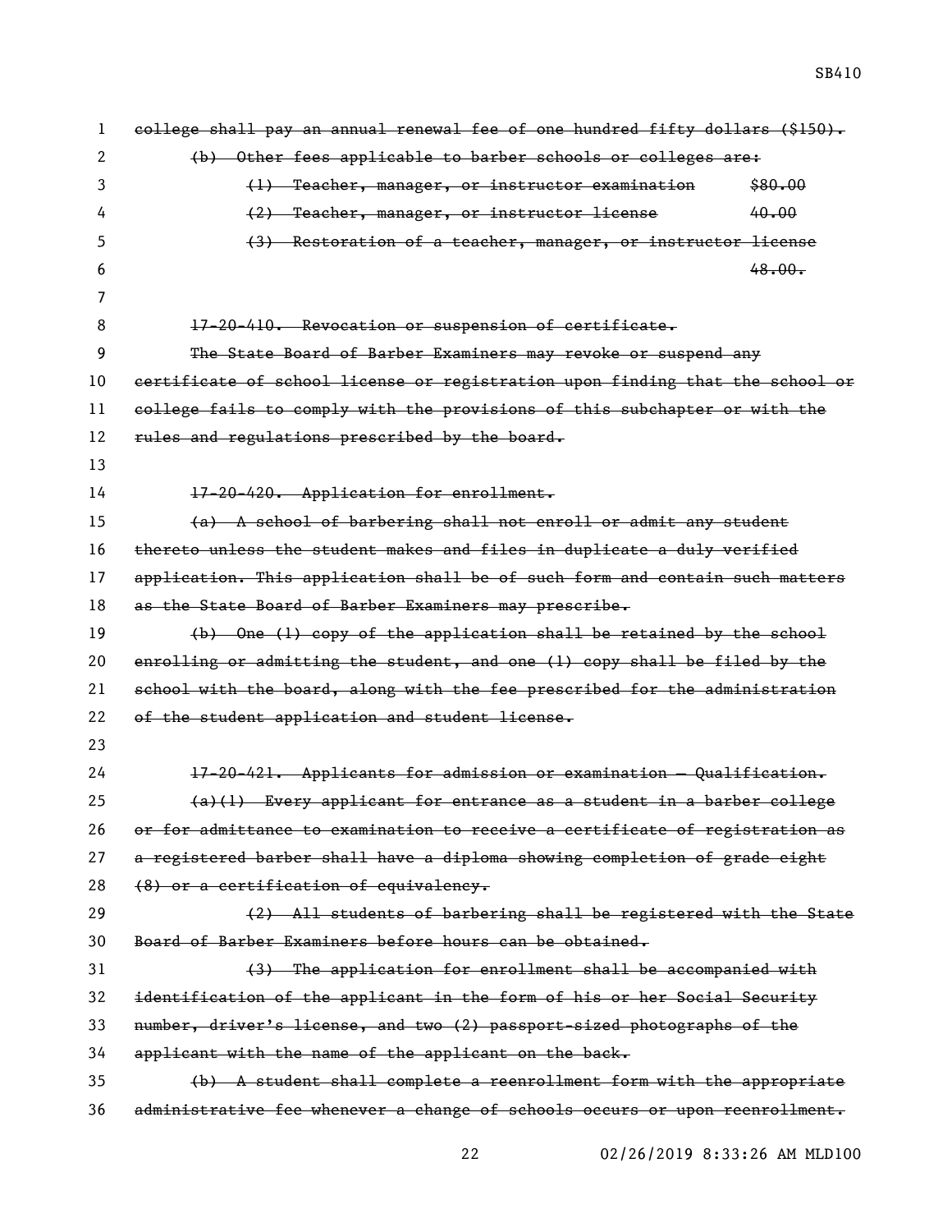college shall pay an annual renewal fee of one hundred fifty dollars ($150).

(b) Other fees applicable to barber schools or colleges are:

(1) Teacher, manager, or instructor examination $80.00

(2) Teacher, manager, or instructor license 40.00

(3) Restoration of a teacher, manager, or instructor license 48.00.

17-20-410. Revocation or suspension of certificate.

The State Board of Barber Examiners may revoke or suspend any certificate of school license or registration upon finding that the school or college fails to comply with the provisions of this subchapter or with the rules and regulations prescribed by the board.

17-20-420. Application for enrollment.

(a) A school of barbering shall not enroll or admit any student thereto unless the student makes and files in duplicate a duly verified application. This application shall be of such form and contain such matters as the State Board of Barber Examiners may prescribe.

(b) One (1) copy of the application shall be retained by the school enrolling or admitting the student, and one (1) copy shall be filed by the school with the board, along with the fee prescribed for the administration of the student application and student license.

17-20-421. Applicants for admission or examination — Qualification.

(a)(1) Every applicant for entrance as a student in a barber college or for admittance to examination to receive a certificate of registration as a registered barber shall have a diploma showing completion of grade eight (8) or a certification of equivalency.

(2) All students of barbering shall be registered with the State Board of Barber Examiners before hours can be obtained.

(3) The application for enrollment shall be accompanied with identification of the applicant in the form of his or her Social Security number, driver's license, and two (2) passport-sized photographs of the applicant with the name of the applicant on the back.

(b) A student shall complete a reenrollment form with the appropriate administrative fee whenever a change of schools occurs or upon reenrollment.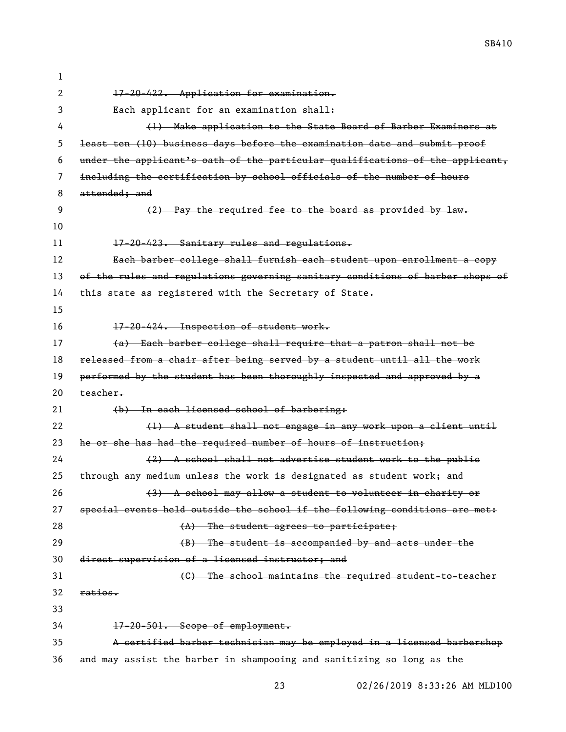~~17-20-422. Application for examination.~~

~~Each applicant for an examination shall:~~

~~(1) Make application to the State Board of Barber Examiners at least ten (10) business days before the examination date and submit proof under the applicant's oath of the particular qualifications of the applicant, including the certification by school officials of the number of hours attended; and~~

~~(2) Pay the required fee to the board as provided by law.~~

~~17-20-423. Sanitary rules and regulations.~~

~~Each barber college shall furnish each student upon enrollment a copy of the rules and regulations governing sanitary conditions of barber shops of this state as registered with the Secretary of State.~~

~~17-20-424. Inspection of student work.~~

~~(a) Each barber college shall require that a patron shall not be released from a chair after being served by a student until all the work performed by the student has been thoroughly inspected and approved by a teacher.~~

~~(b) In each licensed school of barbering:~~

~~(1) A student shall not engage in any work upon a client until he or she has had the required number of hours of instruction;~~

~~(2) A school shall not advertise student work to the public through any medium unless the work is designated as student work; and~~

~~(3) A school may allow a student to volunteer in charity or special events held outside the school if the following conditions are met:~~

~~(A) The student agrees to participate;~~

~~(B) The student is accompanied by and acts under the direct supervision of a licensed instructor; and~~

~~(C) The school maintains the required student-to-teacher ratios.~~

~~17-20-501. Scope of employment.~~

~~A certified barber technician may be employed in a licensed barbershop and may assist the barber in shampooing and sanitizing so long as the~~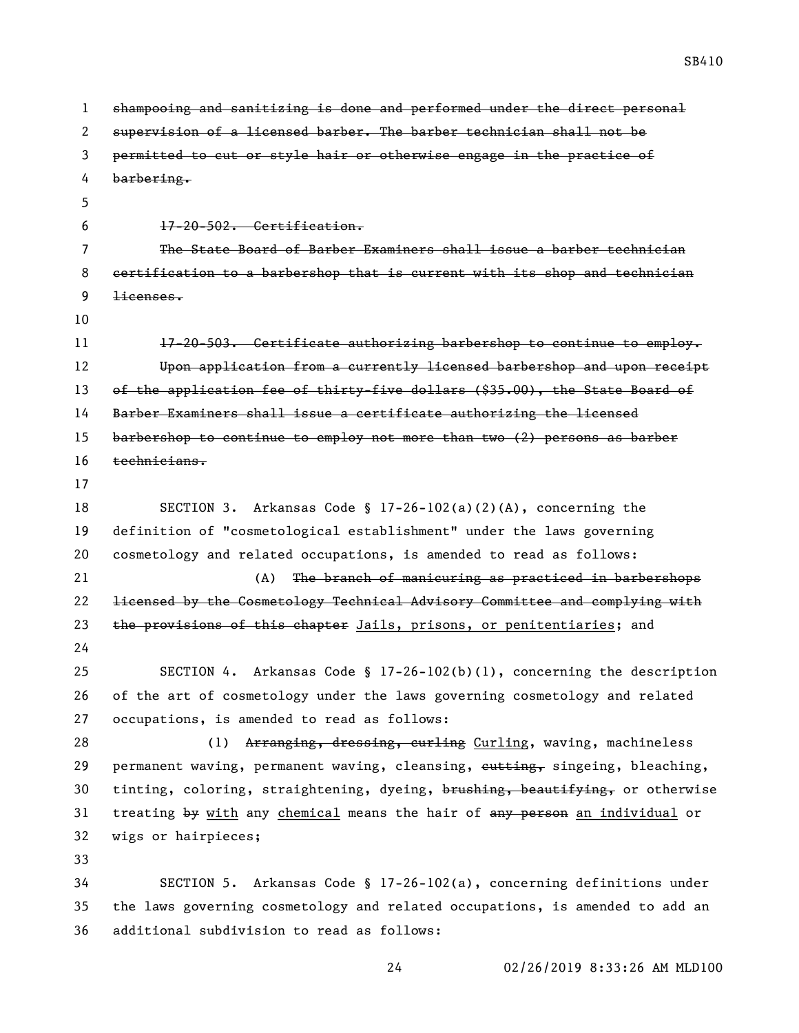~~shampooing and sanitizing is done and performed under the direct personal supervision of a licensed barber. The barber technician shall not be permitted to cut or style hair or otherwise engage in the practice of barbering.~~

~~17-20-502. Certification.~~

~~The State Board of Barber Examiners shall issue a barber technician certification to a barbershop that is current with its shop and technician licenses.~~

~~17-20-503. Certificate authorizing barbershop to continue to employ.~~

~~Upon application from a currently licensed barbershop and upon receipt of the application fee of thirty-five dollars ($35.00), the State Board of Barber Examiners shall issue a certificate authorizing the licensed barbershop to continue to employ not more than two (2) persons as barber technicians.~~

SECTION 3. Arkansas Code § 17-26-102(a)(2)(A), concerning the definition of "cosmetological establishment" under the laws governing cosmetology and related occupations, is amended to read as follows:

(A) ~~The branch of manicuring as practiced in barbershops licensed by the Cosmetology Technical Advisory Committee and complying with the provisions of this chapter~~ <u>Jails, prisons, or penitentiaries</u>; and

SECTION 4. Arkansas Code § 17-26-102(b)(1), concerning the description of the art of cosmetology under the laws governing cosmetology and related occupations, is amended to read as follows:

(1) ~~Arranging, dressing, curling~~ <u>Curling</u>, waving, machineless permanent waving, permanent waving, cleansing, ~~cutting,~~ singeing, bleaching, tinting, coloring, straightening, dyeing, ~~brushing, beautifying,~~ or otherwise treating ~~by~~ <u>with</u> any <u>chemical</u> means the hair of ~~any person~~ <u>an individual</u> or wigs or hairpieces;

SECTION 5. Arkansas Code § 17-26-102(a), concerning definitions under the laws governing cosmetology and related occupations, is amended to add an additional subdivision to read as follows: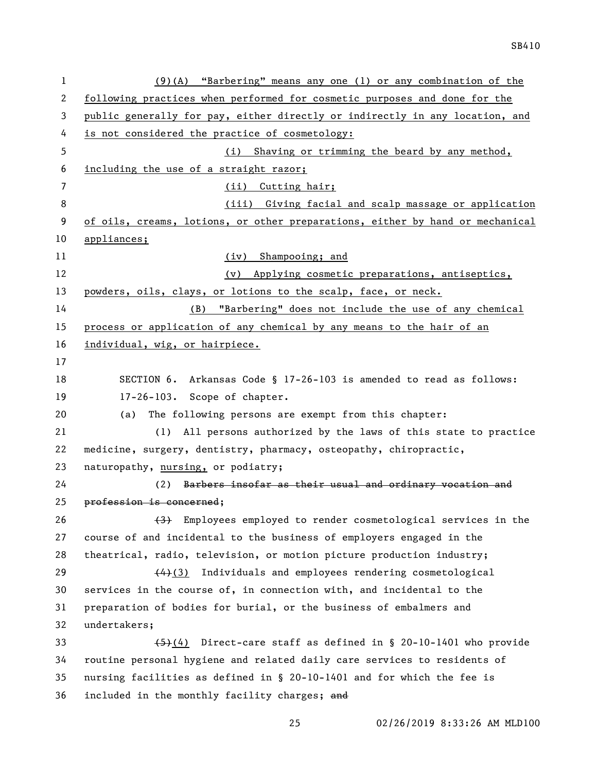(9)(A) "Barbering" means any one (1) or any combination of the following practices when performed for cosmetic purposes and done for the public generally for pay, either directly or indirectly in any location, and is not considered the practice of cosmetology:

(i) Shaving or trimming the beard by any method, including the use of a straight razor;

(ii) Cutting hair;

(iii) Giving facial and scalp massage or application of oils, creams, lotions, or other preparations, either by hand or mechanical appliances;

(iv) Shampooing; and

(v) Applying cosmetic preparations, antiseptics, powders, oils, clays, or lotions to the scalp, face, or neck.

(B) "Barbering" does not include the use of any chemical process or application of any chemical by any means to the hair of an individual, wig, or hairpiece.

SECTION 6. Arkansas Code § 17-26-103 is amended to read as follows:

17-26-103. Scope of chapter.

(a) The following persons are exempt from this chapter:

(1) All persons authorized by the laws of this state to practice medicine, surgery, dentistry, pharmacy, osteopathy, chiropractic, naturopathy, nursing, or podiatry;

(2) ~~Barbers insofar as their usual and ordinary vocation and profession is concerned~~;

~~(3)~~ Employees employed to render cosmetological services in the course of and incidental to the business of employers engaged in the theatrical, radio, television, or motion picture production industry;

~~(4)~~(3) Individuals and employees rendering cosmetological services in the course of, in connection with, and incidental to the preparation of bodies for burial, or the business of embalmers and undertakers;

~~(5)~~(4) Direct-care staff as defined in § 20-10-1401 who provide routine personal hygiene and related daily care services to residents of nursing facilities as defined in § 20-10-1401 and for which the fee is included in the monthly facility charges; ~~and~~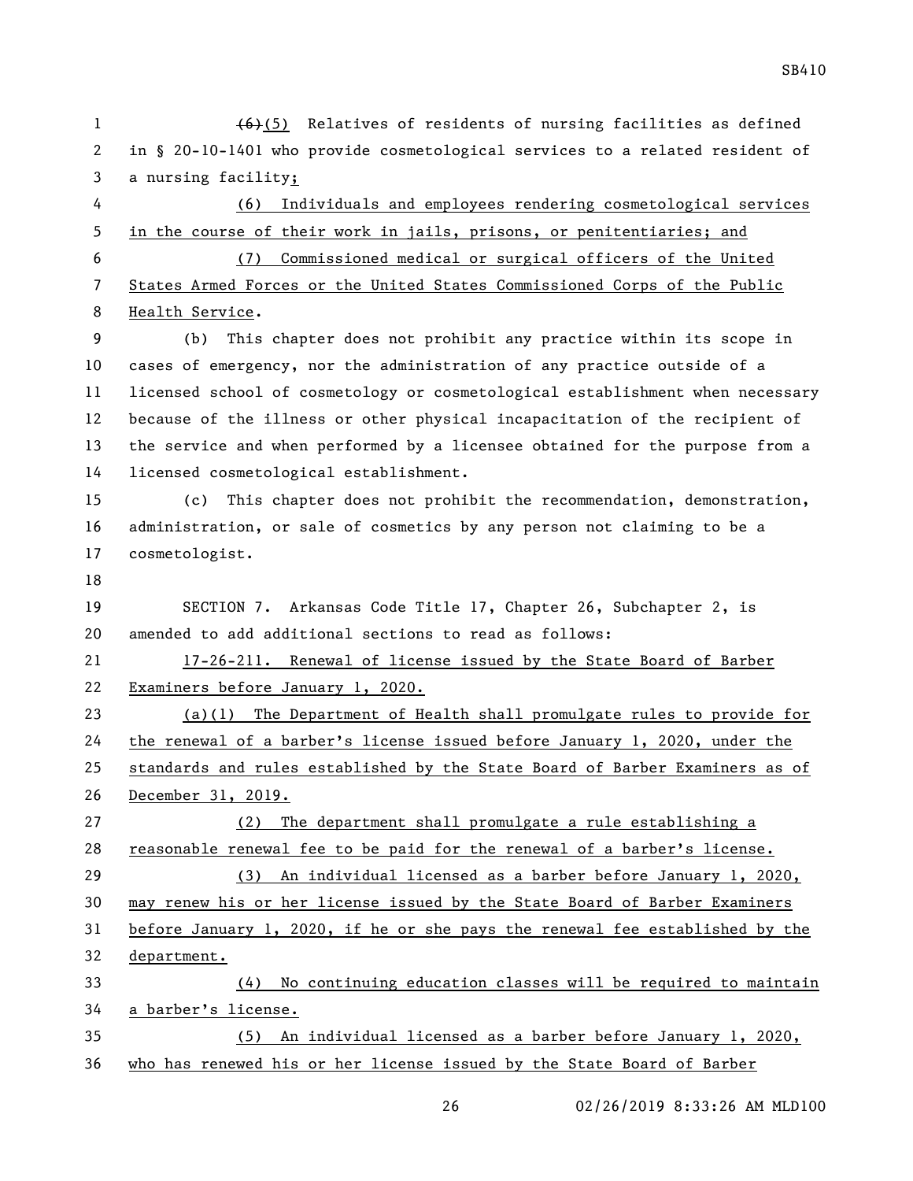~~(6)~~(5) Relatives of residents of nursing facilities as defined in § 20-10-1401 who provide cosmetological services to a related resident of a nursing facility;

(6) Individuals and employees rendering cosmetological services in the course of their work in jails, prisons, or penitentiaries; and

(7) Commissioned medical or surgical officers of the United States Armed Forces or the United States Commissioned Corps of the Public Health Service.

(b) This chapter does not prohibit any practice within its scope in cases of emergency, nor the administration of any practice outside of a licensed school of cosmetology or cosmetological establishment when necessary because of the illness or other physical incapacitation of the recipient of the service and when performed by a licensee obtained for the purpose from a licensed cosmetological establishment.

(c) This chapter does not prohibit the recommendation, demonstration, administration, or sale of cosmetics by any person not claiming to be a cosmetologist.

SECTION 7. Arkansas Code Title 17, Chapter 26, Subchapter 2, is amended to add additional sections to read as follows:

17-26-211. Renewal of license issued by the State Board of Barber Examiners before January 1, 2020.

(a)(1) The Department of Health shall promulgate rules to provide for the renewal of a barber's license issued before January 1, 2020, under the standards and rules established by the State Board of Barber Examiners as of December 31, 2019.

(2) The department shall promulgate a rule establishing a reasonable renewal fee to be paid for the renewal of a barber's license.

(3) An individual licensed as a barber before January 1, 2020, may renew his or her license issued by the State Board of Barber Examiners before January 1, 2020, if he or she pays the renewal fee established by the department.

(4) No continuing education classes will be required to maintain a barber's license.

(5) An individual licensed as a barber before January 1, 2020, who has renewed his or her license issued by the State Board of Barber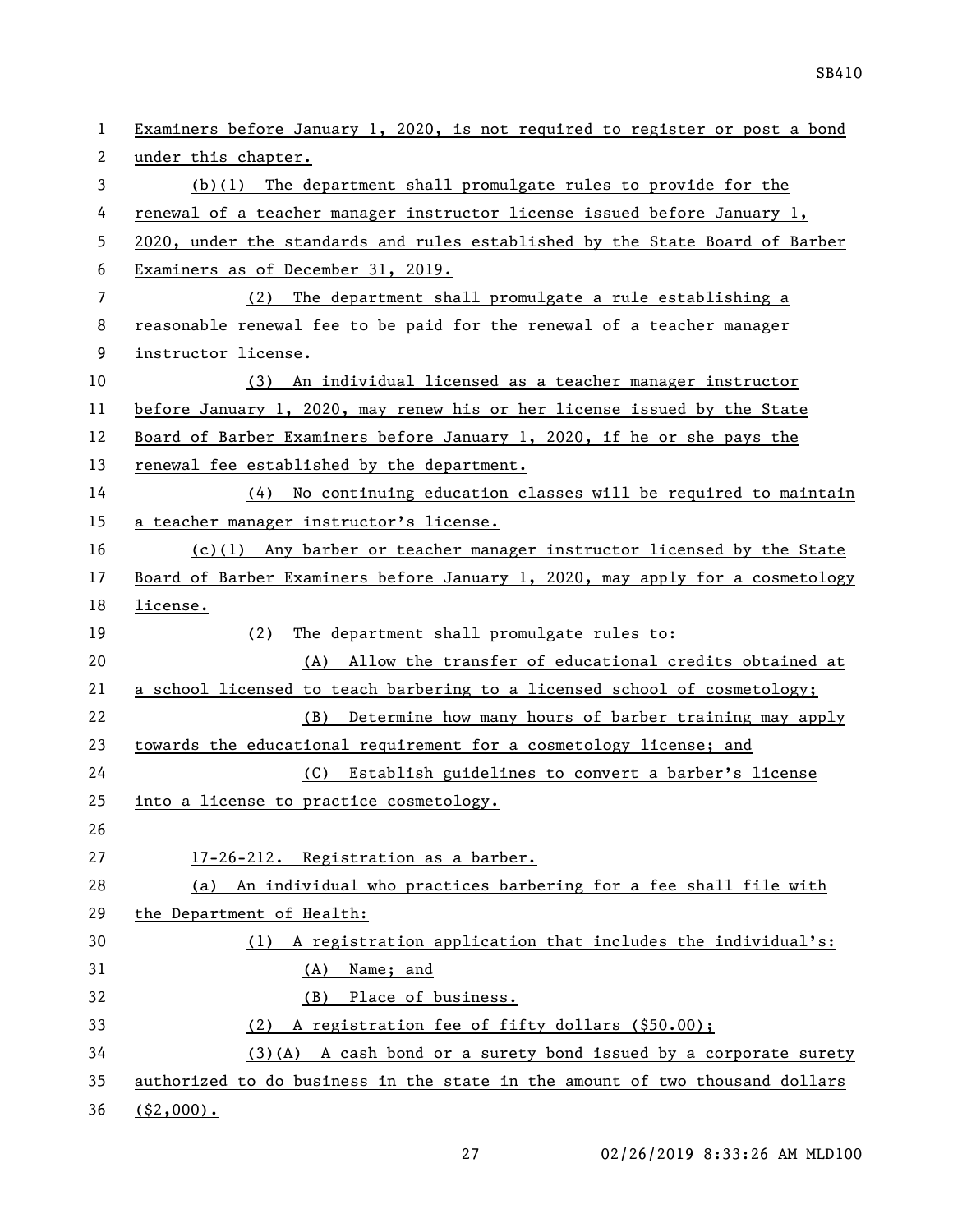Examiners before January 1, 2020, is not required to register or post a bond under this chapter.

(b)(1) The department shall promulgate rules to provide for the renewal of a teacher manager instructor license issued before January 1, 2020, under the standards and rules established by the State Board of Barber Examiners as of December 31, 2019.

(2) The department shall promulgate a rule establishing a reasonable renewal fee to be paid for the renewal of a teacher manager instructor license.

(3) An individual licensed as a teacher manager instructor before January 1, 2020, may renew his or her license issued by the State Board of Barber Examiners before January 1, 2020, if he or she pays the renewal fee established by the department.

(4) No continuing education classes will be required to maintain a teacher manager instructor's license.

(c)(1) Any barber or teacher manager instructor licensed by the State Board of Barber Examiners before January 1, 2020, may apply for a cosmetology license.

(2) The department shall promulgate rules to:

(A) Allow the transfer of educational credits obtained at a school licensed to teach barbering to a licensed school of cosmetology;

(B) Determine how many hours of barber training may apply towards the educational requirement for a cosmetology license; and

(C) Establish guidelines to convert a barber's license into a license to practice cosmetology.

17-26-212. Registration as a barber.

(a) An individual who practices barbering for a fee shall file with the Department of Health:

(1) A registration application that includes the individual's:

(A) Name; and

(B) Place of business.

(2) A registration fee of fifty dollars ($50.00);

(3)(A) A cash bond or a surety bond issued by a corporate surety authorized to do business in the state in the amount of two thousand dollars ($2,000).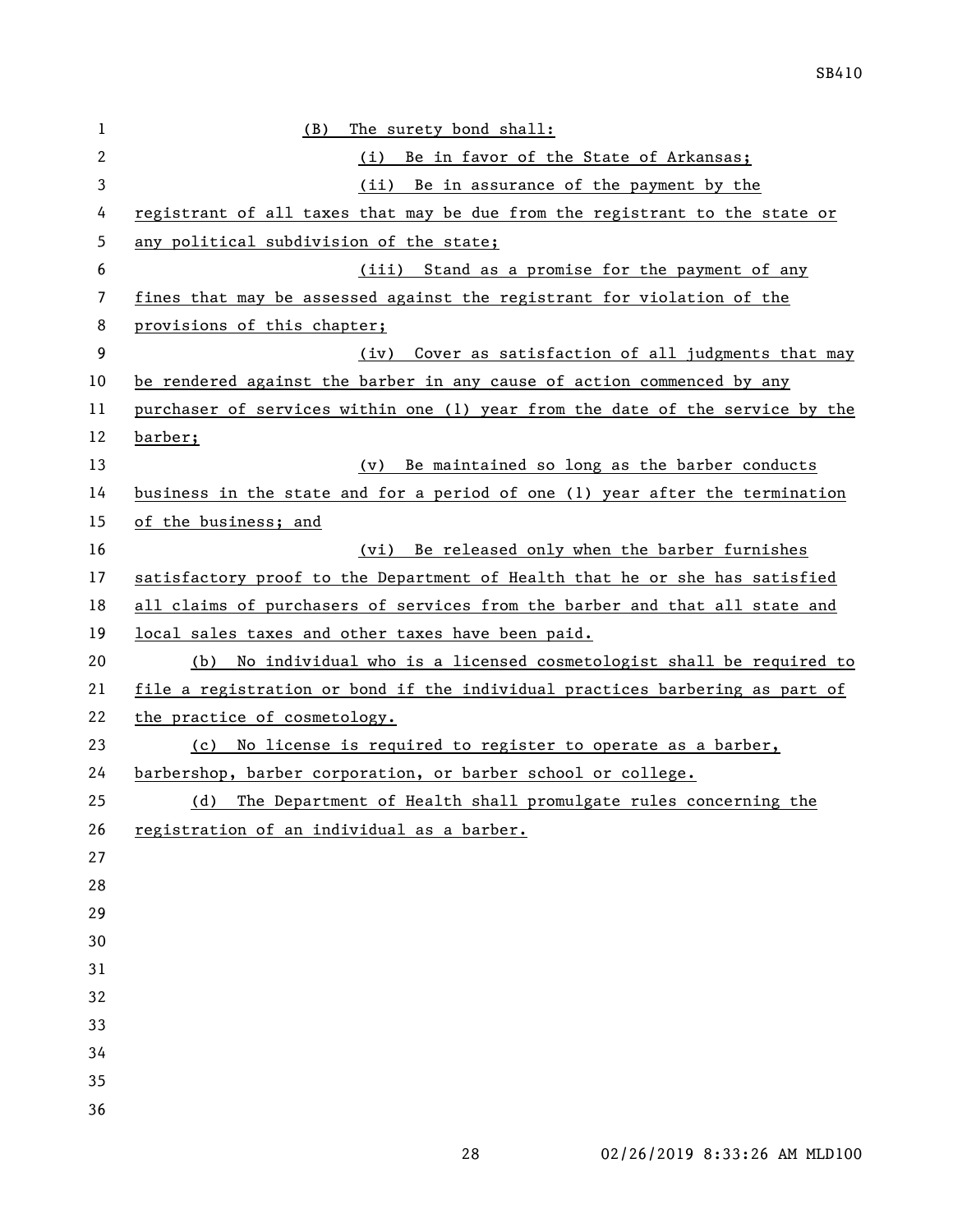(B) The surety bond shall:

(i) Be in favor of the State of Arkansas;

(ii) Be in assurance of the payment by the registrant of all taxes that may be due from the registrant to the state or any political subdivision of the state;

(iii) Stand as a promise for the payment of any fines that may be assessed against the registrant for violation of the provisions of this chapter;

(iv) Cover as satisfaction of all judgments that may be rendered against the barber in any cause of action commenced by any purchaser of services within one (1) year from the date of the service by the barber;

(v) Be maintained so long as the barber conducts business in the state and for a period of one (1) year after the termination of the business; and

(vi) Be released only when the barber furnishes satisfactory proof to the Department of Health that he or she has satisfied all claims of purchasers of services from the barber and that all state and local sales taxes and other taxes have been paid.

(b) No individual who is a licensed cosmetologist shall be required to file a registration or bond if the individual practices barbering as part of the practice of cosmetology.

(c) No license is required to register to operate as a barber, barbershop, barber corporation, or barber school or college.

(d) The Department of Health shall promulgate rules concerning the registration of an individual as a barber.